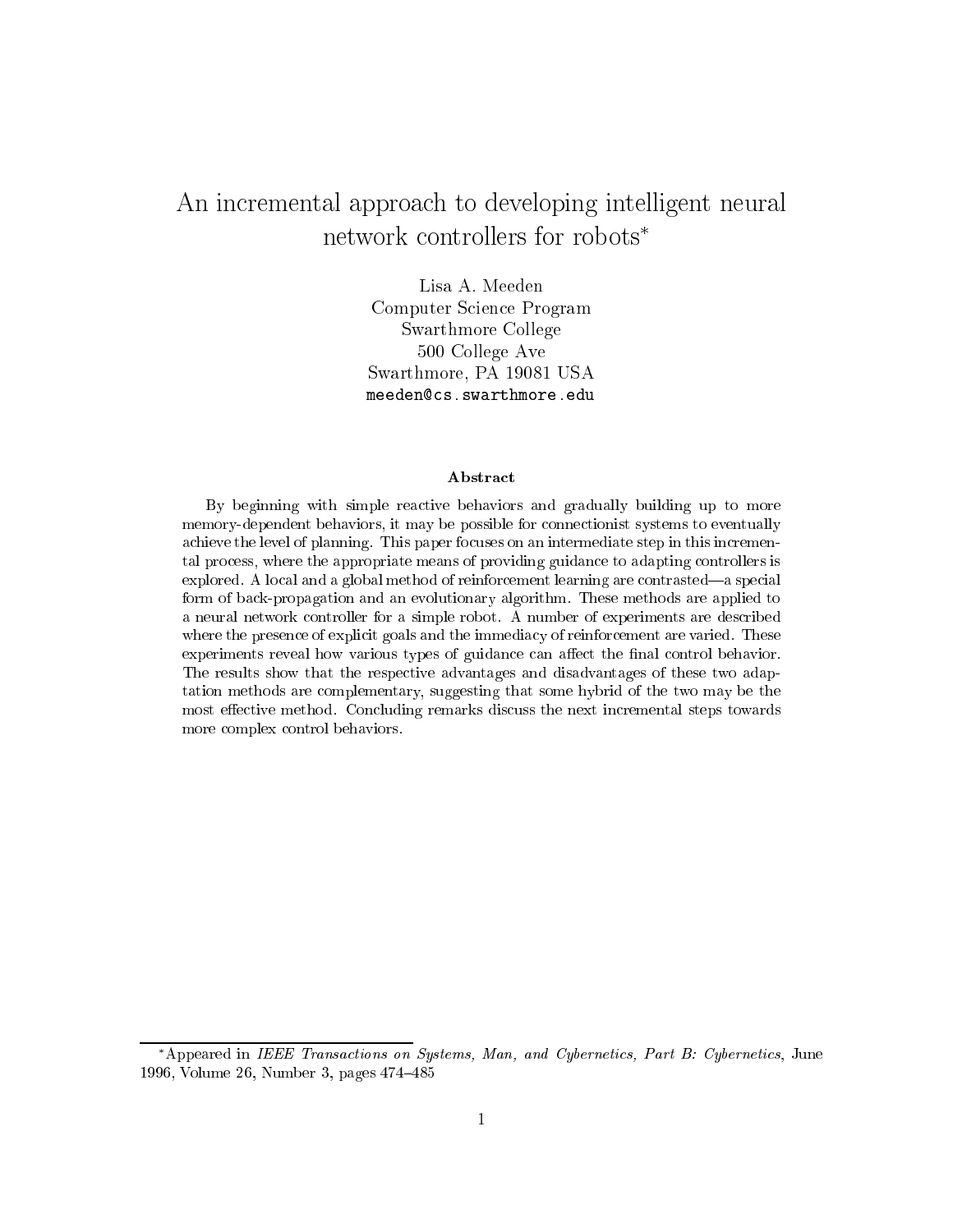# An incremental approach to developing intelligent neural network controllers for robots*

Lisa A. Meeden
Computer Science Program
Swarthmore College
500 College Ave
Swarthmore, PA 19081 USA
meeden@cs.swarthmore.edu

### Abstract

By beginning with simple reactive behaviors and gradually building up to more memory-dependent behaviors, it may be possible for connectionist systems to eventually achieve the level of planning. This paper focuses on an intermediate step in this incremental process, where the appropriate means of providing guidance to adapting controllers is explored. A local and a global method of reinforcement learning are contrasted—a special form of back-propagation and an evolutionary algorithm. These methods are applied to a neural network controller for a simple robot. A number of experiments are described where the presence of explicit goals and the immediacy of reinforcement are varied. These experiments reveal how various types of guidance can affect the final control behavior. The results show that the respective advantages and disadvantages of these two adaptation methods are complementary, suggesting that some hybrid of the two may be the most effective method. Concluding remarks discuss the next incremental steps towards more complex control behaviors.

---

*Appeared in *IEEE Transactions on Systems, Man, and Cybernetics, Part B: Cybernetics*, June 1996, Volume 26, Number 3, pages 474–485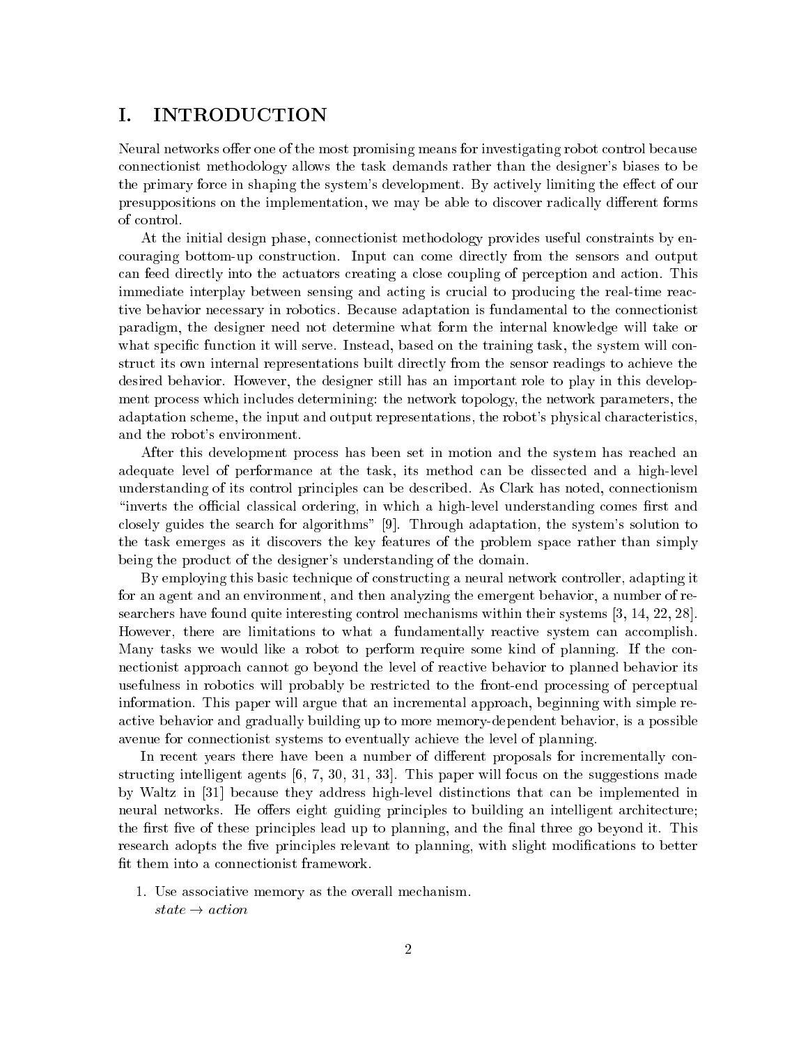# I. INTRODUCTION

Neural networks offer one of the most promising means for investigating robot control because connectionist methodology allows the task demands rather than the designer's biases to be the primary force in shaping the system's development. By actively limiting the effect of our presuppositions on the implementation, we may be able to discover radically different forms of control.

At the initial design phase, connectionist methodology provides useful constraints by encouraging bottom-up construction. Input can come directly from the sensors and output can feed directly into the actuators creating a close coupling of perception and action. This immediate interplay between sensing and acting is crucial to producing the real-time reactive behavior necessary in robotics. Because adaptation is fundamental to the connectionist paradigm, the designer need not determine what form the internal knowledge will take or what specific function it will serve. Instead, based on the training task, the system will construct its own internal representations built directly from the sensor readings to achieve the desired behavior. However, the designer still has an important role to play in this development process which includes determining: the network topology, the network parameters, the adaptation scheme, the input and output representations, the robot's physical characteristics, and the robot's environment.

After this development process has been set in motion and the system has reached an adequate level of performance at the task, its method can be dissected and a high-level understanding of its control principles can be described. As Clark has noted, connectionism "inverts the official classical ordering, in which a high-level understanding comes first and closely guides the search for algorithms" [9]. Through adaptation, the system's solution to the task emerges as it discovers the key features of the problem space rather than simply being the product of the designer's understanding of the domain.

By employing this basic technique of constructing a neural network controller, adapting it for an agent and an environment, and then analyzing the emergent behavior, a number of researchers have found quite interesting control mechanisms within their systems [3, 14, 22, 28]. However, there are limitations to what a fundamentally reactive system can accomplish. Many tasks we would like a robot to perform require some kind of planning. If the connectionist approach cannot go beyond the level of reactive behavior to planned behavior its usefulness in robotics will probably be restricted to the front-end processing of perceptual information. This paper will argue that an incremental approach, beginning with simple reactive behavior and gradually building up to more memory-dependent behavior, is a possible avenue for connectionist systems to eventually achieve the level of planning.

In recent years there have been a number of different proposals for incrementally constructing intelligent agents [6, 7, 30, 31, 33]. This paper will focus on the suggestions made by Waltz in [31] because they address high-level distinctions that can be implemented in neural networks. He offers eight guiding principles to building an intelligent architecture; the first five of these principles lead up to planning, and the final three go beyond it. This research adopts the five principles relevant to planning, with slight modifications to better fit them into a connectionist framework.

1. Use associative memory as the overall mechanism.
   *state* $\rightarrow$ *action*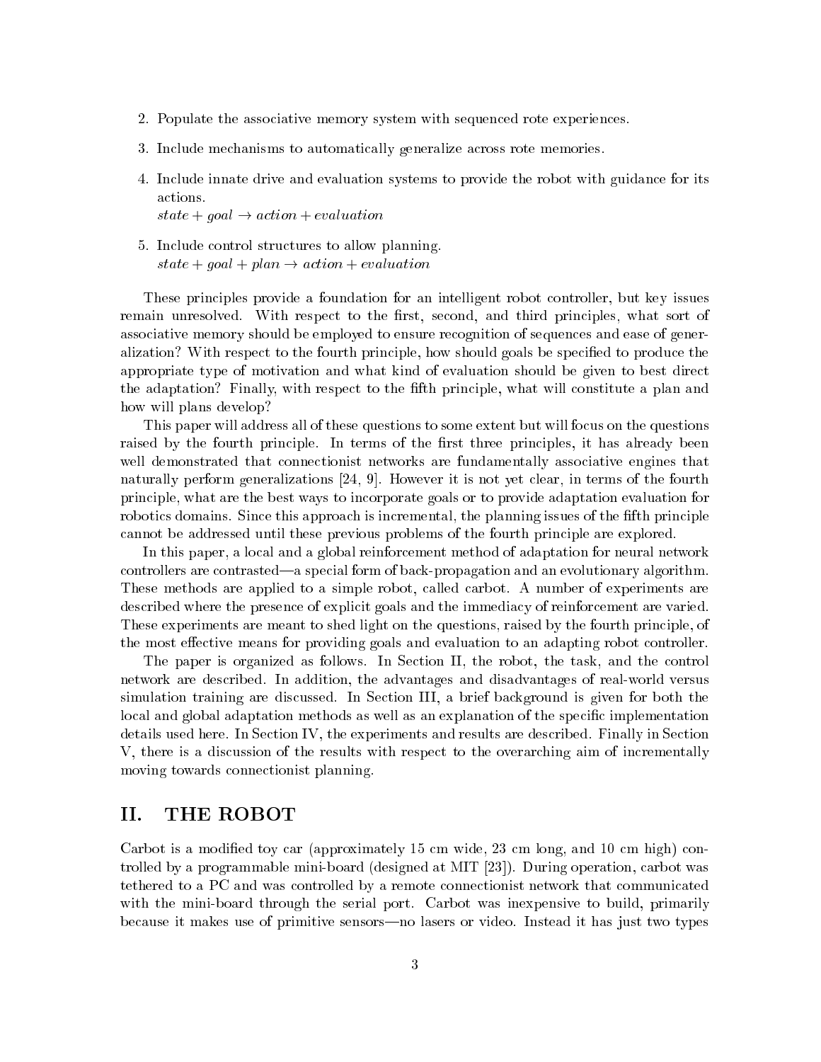2. Populate the associative memory system with sequenced rote experiences.
3. Include mechanisms to automatically generalize across rote memories.
4. Include innate drive and evaluation systems to provide the robot with guidance for its actions.
   $state + goal \rightarrow action + evaluation$
5. Include control structures to allow planning.
   $state + goal + plan \rightarrow action + evaluation$

These principles provide a foundation for an intelligent robot controller, but key issues remain unresolved. With respect to the first, second, and third principles, what sort of associative memory should be employed to ensure recognition of sequences and ease of generalization? With respect to the fourth principle, how should goals be specified to produce the appropriate type of motivation and what kind of evaluation should be given to best direct the adaptation? Finally, with respect to the fifth principle, what will constitute a plan and how will plans develop?

This paper will address all of these questions to some extent but will focus on the questions raised by the fourth principle. In terms of the first three principles, it has already been well demonstrated that connectionist networks are fundamentally associative engines that naturally perform generalizations [24, 9]. However it is not yet clear, in terms of the fourth principle, what are the best ways to incorporate goals or to provide adaptation evaluation for robotics domains. Since this approach is incremental, the planning issues of the fifth principle cannot be addressed until these previous problems of the fourth principle are explored.

In this paper, a local and a global reinforcement method of adaptation for neural network controllers are contrasted—a special form of back-propagation and an evolutionary algorithm. These methods are applied to a simple robot, called carbot. A number of experiments are described where the presence of explicit goals and the immediacy of reinforcement are varied. These experiments are meant to shed light on the questions, raised by the fourth principle, of the most effective means for providing goals and evaluation to an adapting robot controller.

The paper is organized as follows. In Section II, the robot, the task, and the control network are described. In addition, the advantages and disadvantages of real-world versus simulation training are discussed. In Section III, a brief background is given for both the local and global adaptation methods as well as an explanation of the specific implementation details used here. In Section IV, the experiments and results are described. Finally in Section V, there is a discussion of the results with respect to the overarching aim of incrementally moving towards connectionist planning.

## II. THE ROBOT

Carbot is a modified toy car (approximately 15 cm wide, 23 cm long, and 10 cm high) controlled by a programmable mini-board (designed at MIT [23]). During operation, carbot was tethered to a PC and was controlled by a remote connectionist network that communicated with the mini-board through the serial port. Carbot was inexpensive to build, primarily because it makes use of primitive sensors—no lasers or video. Instead it has just two types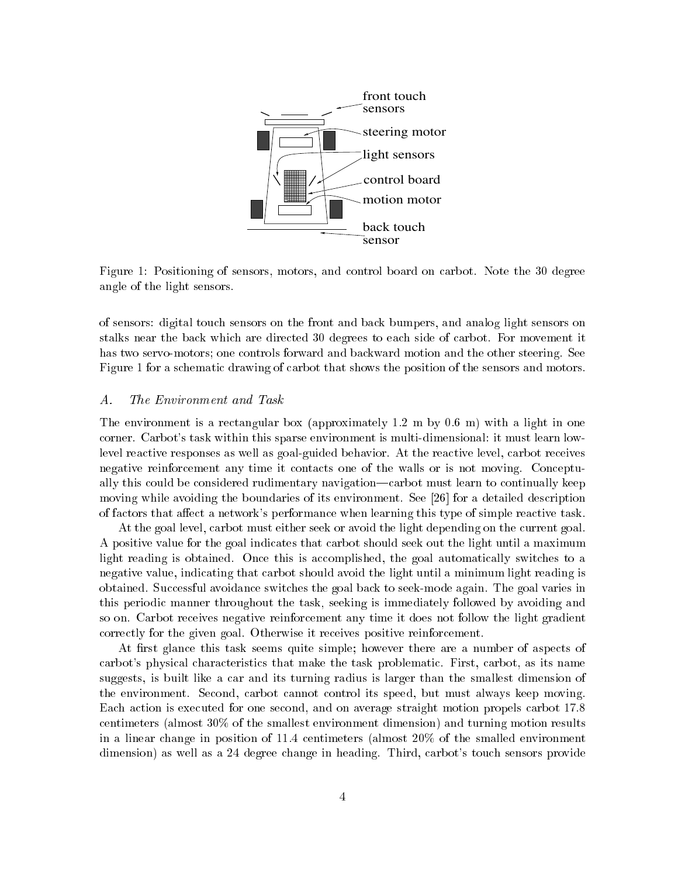Figure 1: Positioning of sensors, motors, and control board on carbot. Note the 30 degree angle of the light sensors.

of sensors: digital touch sensors on the front and back bumpers, and analog light sensors on stalks near the back which are directed 30 degrees to each side of carbot. For movement it has two servo-motors; one controls forward and backward motion and the other steering. See Figure 1 for a schematic drawing of carbot that shows the position of the sensors and motors.

### *A. The Environment and Task*

The environment is a rectangular box (approximately 1.2 m by 0.6 m) with a light in one corner. Carbot's task within this sparse environment is multi-dimensional: it must learn low-level reactive responses as well as goal-guided behavior. At the reactive level, carbot receives negative reinforcement any time it contacts one of the walls or is not moving. Conceptually this could be considered rudimentary navigation—carbot must learn to continually keep moving while avoiding the boundaries of its environment. See [26] for a detailed description of factors that affect a network's performance when learning this type of simple reactive task.

At the goal level, carbot must either seek or avoid the light depending on the current goal. A positive value for the goal indicates that carbot should seek out the light until a maximum light reading is obtained. Once this is accomplished, the goal automatically switches to a negative value, indicating that carbot should avoid the light until a minimum light reading is obtained. Successful avoidance switches the goal back to seek-mode again. The goal varies in this periodic manner throughout the task, seeking is immediately followed by avoiding and so on. Carbot receives negative reinforcement any time it does not follow the light gradient correctly for the given goal. Otherwise it receives positive reinforcement.

At first glance this task seems quite simple; however there are a number of aspects of carbot's physical characteristics that make the task problematic. First, carbot, as its name suggests, is built like a car and its turning radius is larger than the smallest dimension of the environment. Second, carbot cannot control its speed, but must always keep moving. Each action is executed for one second, and on average straight motion propels carbot 17.8 centimeters (almost 30% of the smallest environment dimension) and turning motion results in a linear change in position of 11.4 centimeters (almost 20% of the smalled environment dimension) as well as a 24 degree change in heading. Third, carbot's touch sensors provide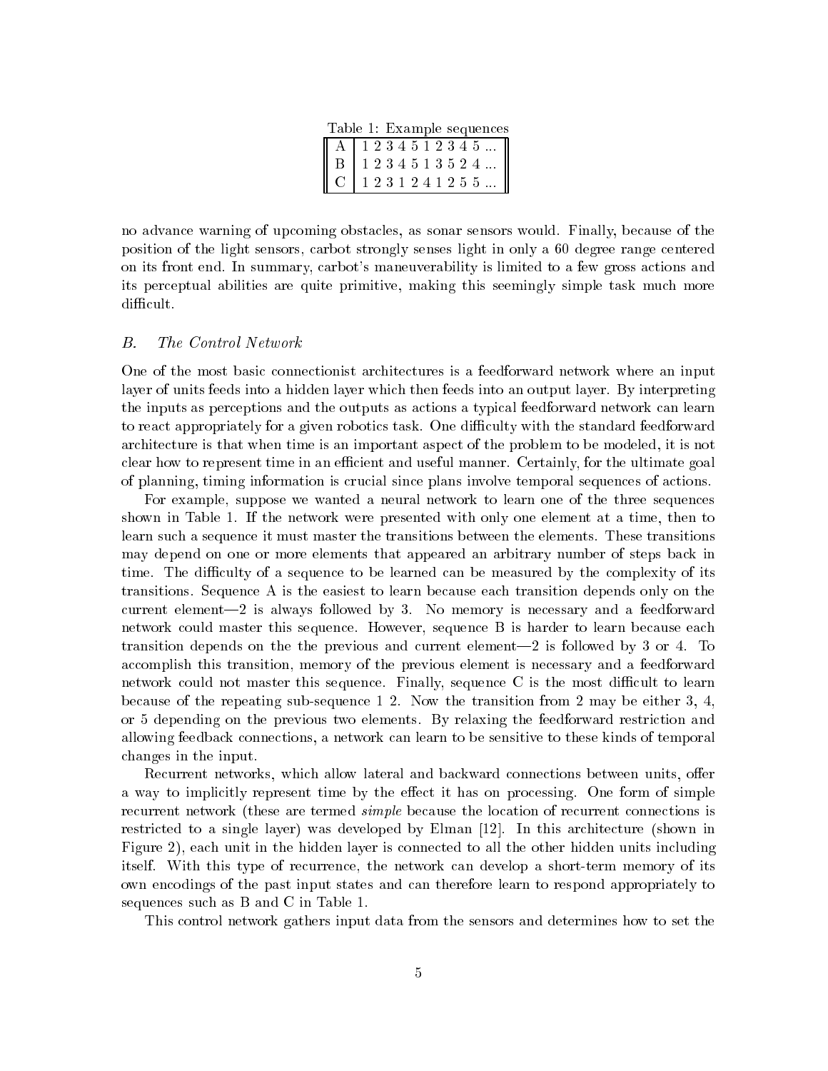Table 1: Example sequences

| | |
|---|---|
| A | 1 2 3 4 5 1 2 3 4 5 ... |
| B | 1 2 3 4 5 1 3 5 2 4 ... |
| C | 1 2 3 1 2 4 1 2 5 5 ... |

no advance warning of upcoming obstacles, as sonar sensors would. Finally, because of the position of the light sensors, carbot strongly senses light in only a 60 degree range centered on its front end. In summary, carbot's maneuverability is limited to a few gross actions and its perceptual abilities are quite primitive, making this seemingly simple task much more difficult.

### B. *The Control Network*

One of the most basic connectionist architectures is a feedforward network where an input layer of units feeds into a hidden layer which then feeds into an output layer. By interpreting the inputs as perceptions and the outputs as actions a typical feedforward network can learn to react appropriately for a given robotics task. One difficulty with the standard feedforward architecture is that when time is an important aspect of the problem to be modeled, it is not clear how to represent time in an efficient and useful manner. Certainly, for the ultimate goal of planning, timing information is crucial since plans involve temporal sequences of actions.

For example, suppose we wanted a neural network to learn one of the three sequences shown in Table 1. If the network were presented with only one element at a time, then to learn such a sequence it must master the transitions between the elements. These transitions may depend on one or more elements that appeared an arbitrary number of steps back in time. The difficulty of a sequence to be learned can be measured by the complexity of its transitions. Sequence A is the easiest to learn because each transition depends only on the current element—2 is always followed by 3. No memory is necessary and a feedforward network could master this sequence. However, sequence B is harder to learn because each transition depends on the the previous and current element—2 is followed by 3 or 4. To accomplish this transition, memory of the previous element is necessary and a feedforward network could not master this sequence. Finally, sequence C is the most difficult to learn because of the repeating sub-sequence 1 2. Now the transition from 2 may be either 3, 4, or 5 depending on the previous two elements. By relaxing the feedforward restriction and allowing feedback connections, a network can learn to be sensitive to these kinds of temporal changes in the input.

Recurrent networks, which allow lateral and backward connections between units, offer a way to implicitly represent time by the effect it has on processing. One form of simple recurrent network (these are termed *simple* because the location of recurrent connections is restricted to a single layer) was developed by Elman [12]. In this architecture (shown in Figure 2), each unit in the hidden layer is connected to all the other hidden units including itself. With this type of recurrence, the network can develop a short-term memory of its own encodings of the past input states and can therefore learn to respond appropriately to sequences such as B and C in Table 1.

This control network gathers input data from the sensors and determines how to set the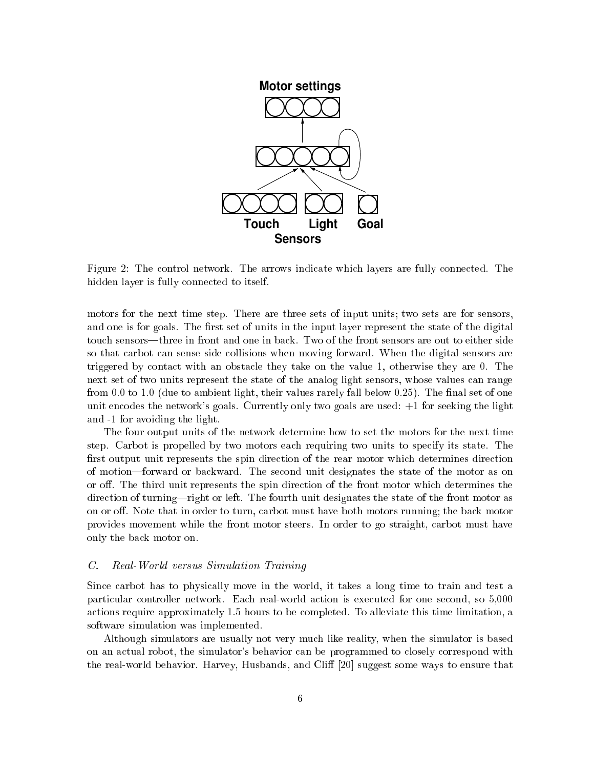Figure 2: The control network. The arrows indicate which layers are fully connected. The hidden layer is fully connected to itself.

motors for the next time step. There are three sets of input units; two sets are for sensors, and one is for goals. The first set of units in the input layer represent the state of the digital touch sensors—three in front and one in back. Two of the front sensors are out to either side so that carbot can sense side collisions when moving forward. When the digital sensors are triggered by contact with an obstacle they take on the value 1, otherwise they are 0. The next set of two units represent the state of the analog light sensors, whose values can range from 0.0 to 1.0 (due to ambient light, their values rarely fall below 0.25). The final set of one unit encodes the network's goals. Currently only two goals are used: +1 for seeking the light and -1 for avoiding the light.

The four output units of the network determine how to set the motors for the next time step. Carbot is propelled by two motors each requiring two units to specify its state. The first output unit represents the spin direction of the rear motor which determines direction of motion—forward or backward. The second unit designates the state of the motor as on or off. The third unit represents the spin direction of the front motor which determines the direction of turning—right or left. The fourth unit designates the state of the front motor as on or off. Note that in order to turn, carbot must have both motors running; the back motor provides movement while the front motor steers. In order to go straight, carbot must have only the back motor on.

### C. *Real-World versus Simulation Training*

Since carbot has to physically move in the world, it takes a long time to train and test a particular controller network. Each real-world action is executed for one second, so 5,000 actions require approximately 1.5 hours to be completed. To alleviate this time limitation, a software simulation was implemented.

Although simulators are usually not very much like reality, when the simulator is based on an actual robot, the simulator's behavior can be programmed to closely correspond with the real-world behavior. Harvey, Husbands, and Cliff [20] suggest some ways to ensure that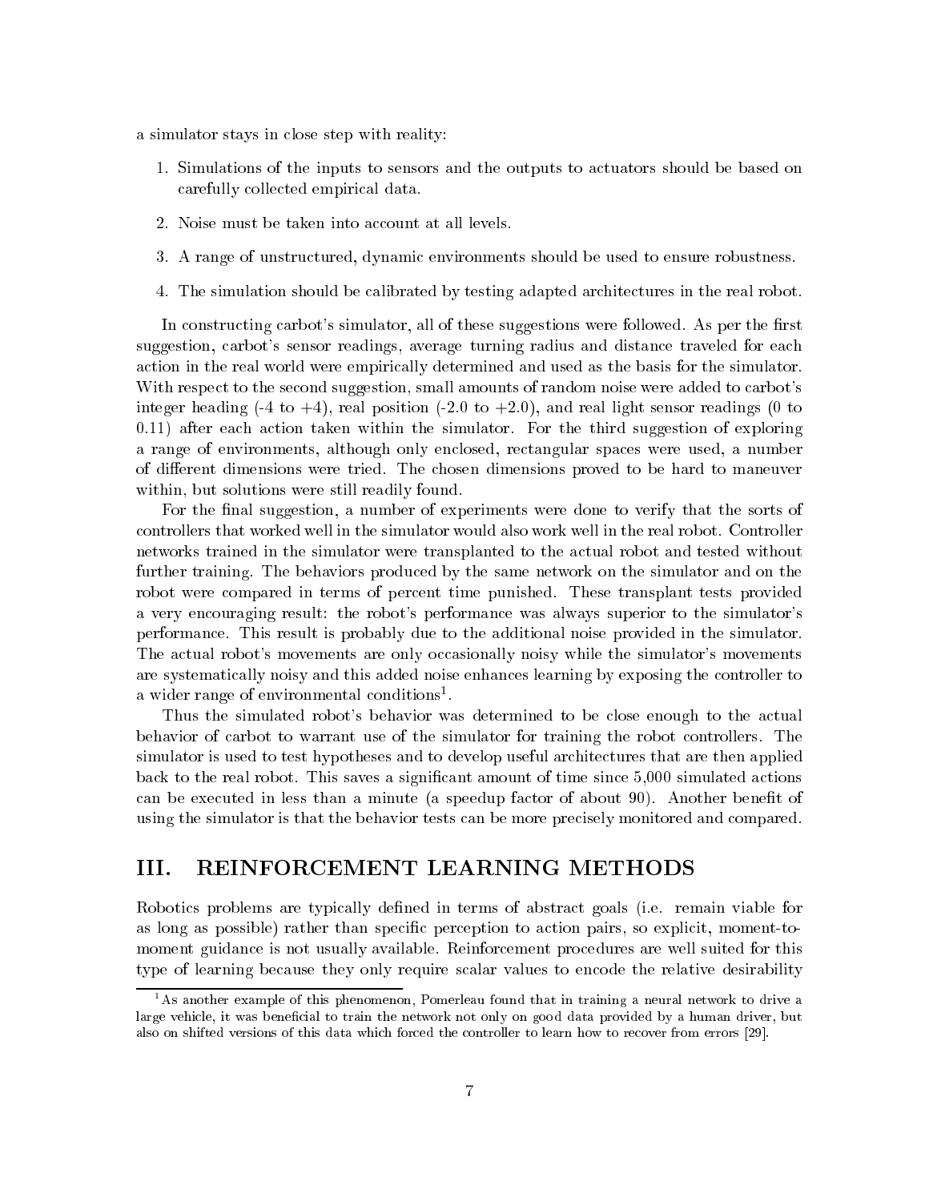a simulator stays in close step with reality:

1. Simulations of the inputs to sensors and the outputs to actuators should be based on carefully collected empirical data.
2. Noise must be taken into account at all levels.
3. A range of unstructured, dynamic environments should be used to ensure robustness.
4. The simulation should be calibrated by testing adapted architectures in the real robot.

In constructing carbot's simulator, all of these suggestions were followed. As per the first suggestion, carbot's sensor readings, average turning radius and distance traveled for each action in the real world were empirically determined and used as the basis for the simulator. With respect to the second suggestion, small amounts of random noise were added to carbot's integer heading (-4 to +4), real position (-2.0 to +2.0), and real light sensor readings (0 to 0.11) after each action taken within the simulator. For the third suggestion of exploring a range of environments, although only enclosed, rectangular spaces were used, a number of different dimensions were tried. The chosen dimensions proved to be hard to maneuver within, but solutions were still readily found.

For the final suggestion, a number of experiments were done to verify that the sorts of controllers that worked well in the simulator would also work well in the real robot. Controller networks trained in the simulator were transplanted to the actual robot and tested without further training. The behaviors produced by the same network on the simulator and on the robot were compared in terms of percent time punished. These transplant tests provided a very encouraging result: the robot's performance was always superior to the simulator's performance. This result is probably due to the additional noise provided in the simulator. The actual robot's movements are only occasionally noisy while the simulator's movements are systematically noisy and this added noise enhances learning by exposing the controller to a wider range of environmental conditions[1].

Thus the simulated robot's behavior was determined to be close enough to the actual behavior of carbot to warrant use of the simulator for training the robot controllers. The simulator is used to test hypotheses and to develop useful architectures that are then applied back to the real robot. This saves a significant amount of time since 5,000 simulated actions can be executed in less than a minute (a speedup factor of about 90). Another benefit of using the simulator is that the behavior tests can be more precisely monitored and compared.

## III. REINFORCEMENT LEARNING METHODS

Robotics problems are typically defined in terms of abstract goals (i.e. remain viable for as long as possible) rather than specific perception to action pairs, so explicit, moment-to-moment guidance is not usually available. Reinforcement procedures are well suited for this type of learning because they only require scalar values to encode the relative desirability

[1] As another example of this phenomenon, Pomerleau found that in training a neural network to drive a large vehicle, it was beneficial to train the network not only on good data provided by a human driver, but also on shifted versions of this data which forced the controller to learn how to recover from errors [29].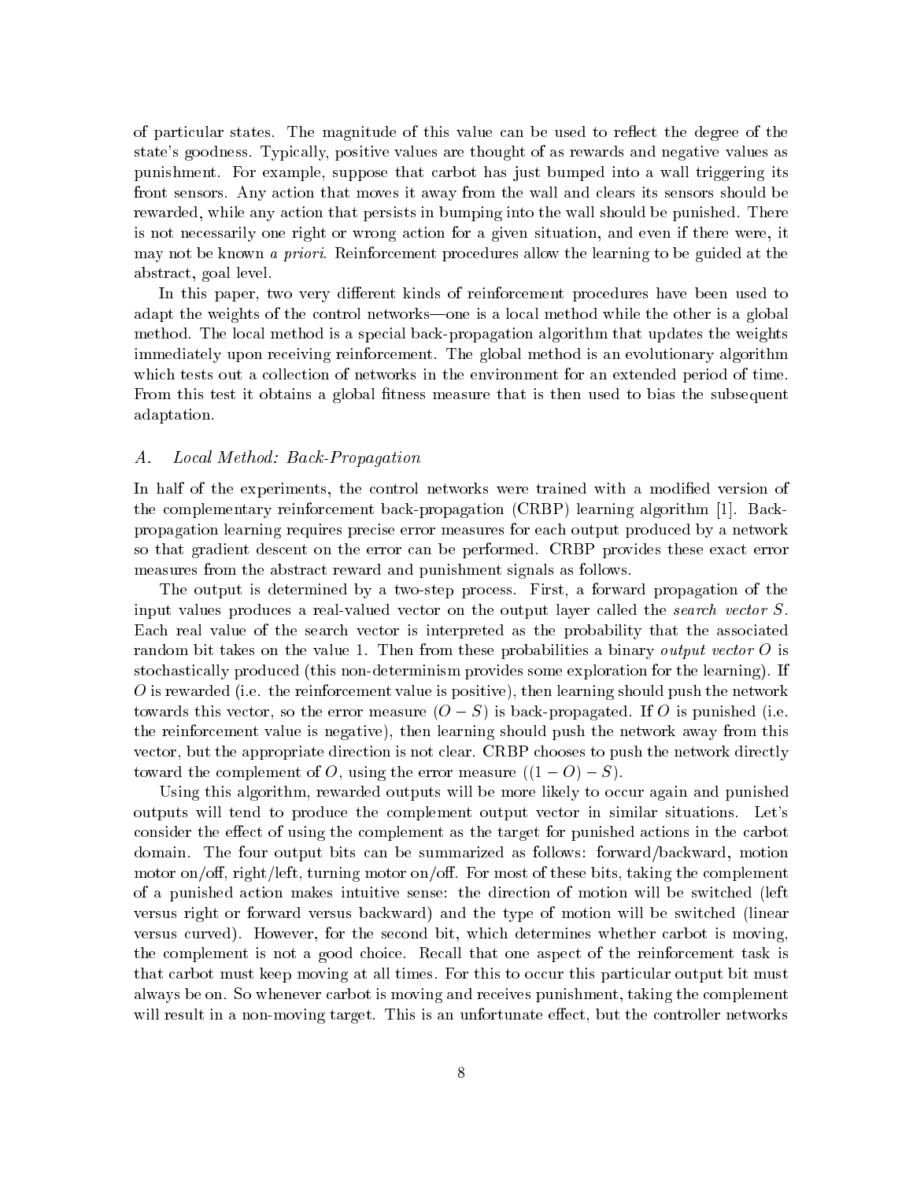of particular states. The magnitude of this value can be used to reflect the degree of the state's goodness. Typically, positive values are thought of as rewards and negative values as punishment. For example, suppose that carbot has just bumped into a wall triggering its front sensors. Any action that moves it away from the wall and clears its sensors should be rewarded, while any action that persists in bumping into the wall should be punished. There is not necessarily one right or wrong action for a given situation, and even if there were, it may not be known *a priori*. Reinforcement procedures allow the learning to be guided at the abstract, goal level.

In this paper, two very different kinds of reinforcement procedures have been used to adapt the weights of the control networks—one is a local method while the other is a global method. The local method is a special back-propagation algorithm that updates the weights immediately upon receiving reinforcement. The global method is an evolutionary algorithm which tests out a collection of networks in the environment for an extended period of time. From this test it obtains a global fitness measure that is then used to bias the subsequent adaptation.

### A. *Local Method: Back-Propagation*

In half of the experiments, the control networks were trained with a modified version of the complementary reinforcement back-propagation (CRBP) learning algorithm [1]. Back-propagation learning requires precise error measures for each output produced by a network so that gradient descent on the error can be performed. CRBP provides these exact error measures from the abstract reward and punishment signals as follows.

The output is determined by a two-step process. First, a forward propagation of the input values produces a real-valued vector on the output layer called the *search vector* $S$. Each real value of the search vector is interpreted as the probability that the associated random bit takes on the value 1. Then from these probabilities a binary *output vector* $O$ is stochastically produced (this non-determinism provides some exploration for the learning). If $O$ is rewarded (i.e. the reinforcement value is positive), then learning should push the network towards this vector, so the error measure $(O - S)$ is back-propagated. If $O$ is punished (i.e. the reinforcement value is negative), then learning should push the network away from this vector, but the appropriate direction is not clear. CRBP chooses to push the network directly toward the complement of $O$, using the error measure $((1 - O) - S)$.

Using this algorithm, rewarded outputs will be more likely to occur again and punished outputs will tend to produce the complement output vector in similar situations. Let's consider the effect of using the complement as the target for punished actions in the carbot domain. The four output bits can be summarized as follows: forward/backward, motion motor on/off, right/left, turning motor on/off. For most of these bits, taking the complement of a punished action makes intuitive sense: the direction of motion will be switched (left versus right or forward versus backward) and the type of motion will be switched (linear versus curved). However, for the second bit, which determines whether carbot is moving, the complement is not a good choice. Recall that one aspect of the reinforcement task is that carbot must keep moving at all times. For this to occur this particular output bit must always be on. So whenever carbot is moving and receives punishment, taking the complement will result in a non-moving target. This is an unfortunate effect, but the controller networks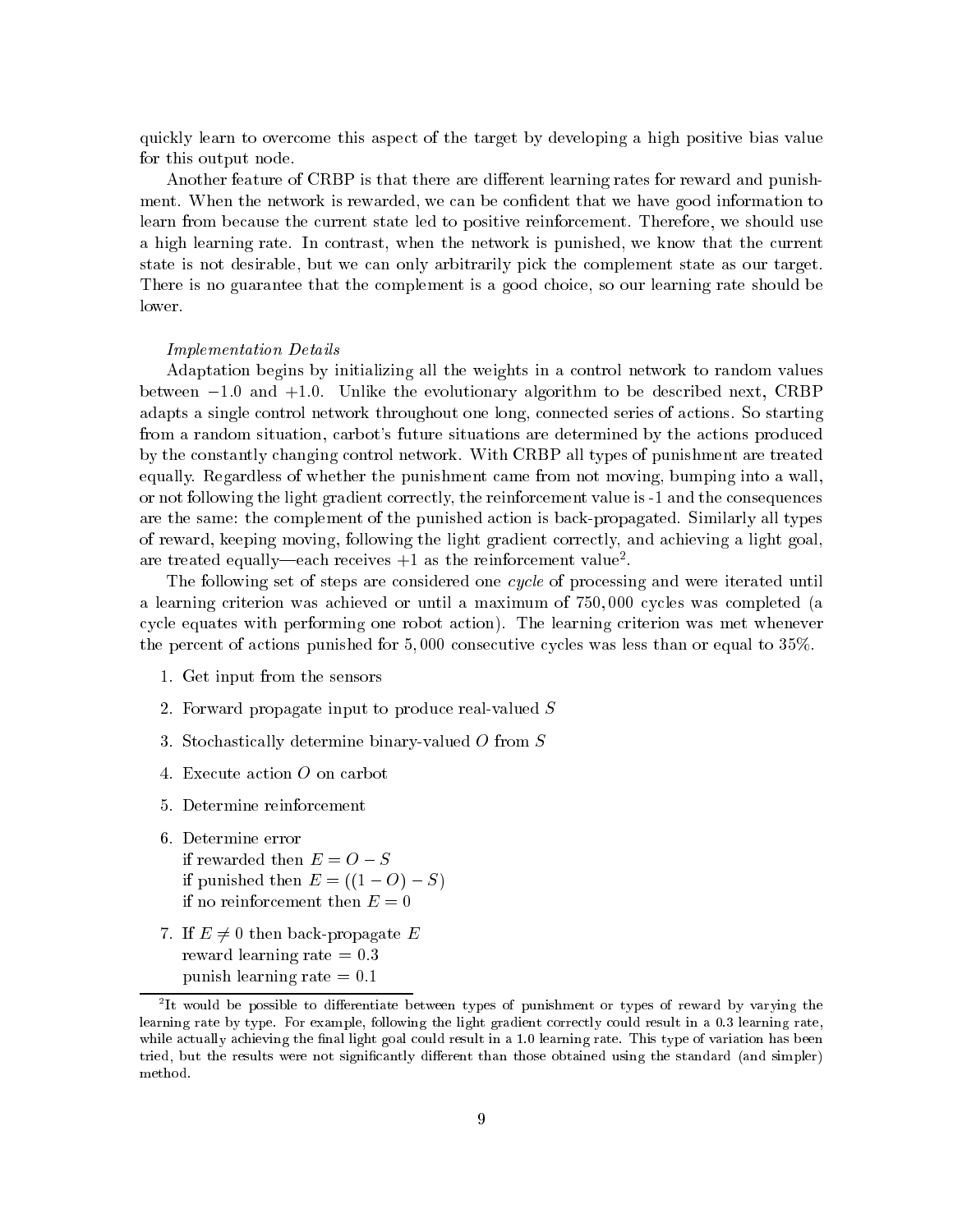quickly learn to overcome this aspect of the target by developing a high positive bias value for this output node.

Another feature of CRBP is that there are different learning rates for reward and punishment. When the network is rewarded, we can be confident that we have good information to learn from because the current state led to positive reinforcement. Therefore, we should use a high learning rate. In contrast, when the network is punished, we know that the current state is not desirable, but we can only arbitrarily pick the complement state as our target. There is no guarantee that the complement is a good choice, so our learning rate should be lower.

*Implementation Details*

Adaptation begins by initializing all the weights in a control network to random values between $-1.0$ and $+1.0$. Unlike the evolutionary algorithm to be described next, CRBP adapts a single control network throughout one long, connected series of actions. So starting from a random situation, carbot's future situations are determined by the actions produced by the constantly changing control network. With CRBP all types of punishment are treated equally. Regardless of whether the punishment came from not moving, bumping into a wall, or not following the light gradient correctly, the reinforcement value is -1 and the consequences are the same: the complement of the punished action is back-propagated. Similarly all types of reward, keeping moving, following the light gradient correctly, and achieving a light goal, are treated equally—each receives $+1$ as the reinforcement value[2].

The following set of steps are considered one *cycle* of processing and were iterated until a learning criterion was achieved or until a maximum of $750,000$ cycles was completed (a cycle equates with performing one robot action). The learning criterion was met whenever the percent of actions punished for $5,000$ consecutive cycles was less than or equal to 35%.

1. Get input from the sensors
2. Forward propagate input to produce real-valued $S$
3. Stochastically determine binary-valued $O$ from $S$
4. Execute action $O$ on carbot
5. Determine reinforcement
6. Determine error
   if rewarded then $E = O - S$
   if punished then $E = ((1 - O) - S)$
   if no reinforcement then $E = 0$
7. If $E \neq 0$ then back-propagate $E$
   reward learning rate = 0.3
   punish learning rate = 0.1

[2] It would be possible to differentiate between types of punishment or types of reward by varying the learning rate by type. For example, following the light gradient correctly could result in a 0.3 learning rate, while actually achieving the final light goal could result in a 1.0 learning rate. This type of variation has been tried, but the results were not significantly different than those obtained using the standard (and simpler) method.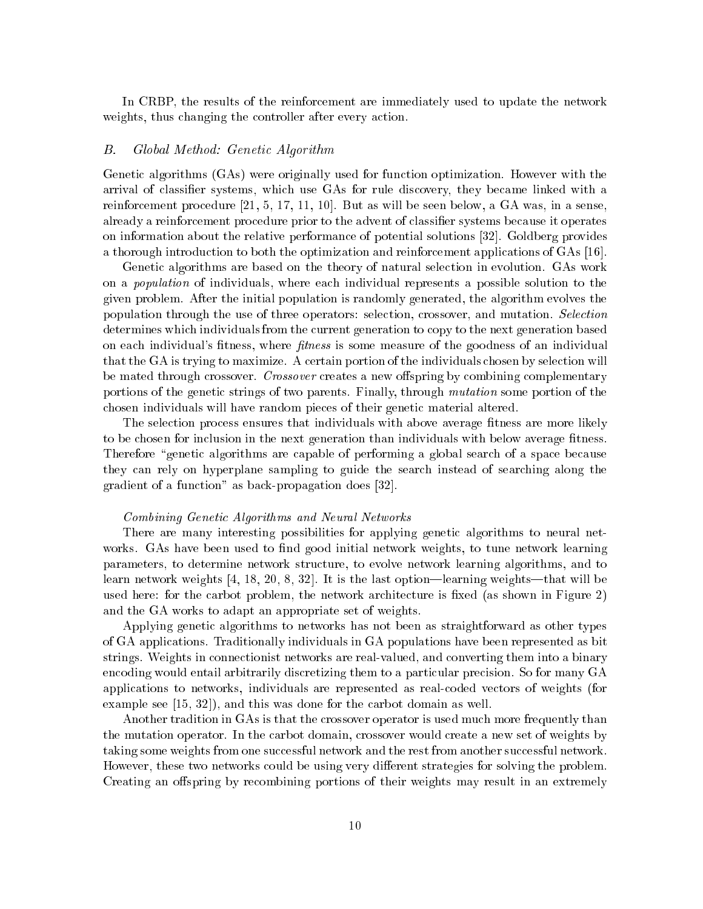In CRBP, the results of the reinforcement are immediately used to update the network weights, thus changing the controller after every action.

### B. Global Method: Genetic Algorithm

Genetic algorithms (GAs) were originally used for function optimization. However with the arrival of classifier systems, which use GAs for rule discovery, they became linked with a reinforcement procedure [21, 5, 17, 11, 10]. But as will be seen below, a GA was, in a sense, already a reinforcement procedure prior to the advent of classifier systems because it operates on information about the relative performance of potential solutions [32]. Goldberg provides a thorough introduction to both the optimization and reinforcement applications of GAs [16].

Genetic algorithms are based on the theory of natural selection in evolution. GAs work on a *population* of individuals, where each individual represents a possible solution to the given problem. After the initial population is randomly generated, the algorithm evolves the population through the use of three operators: selection, crossover, and mutation. *Selection* determines which individuals from the current generation to copy to the next generation based on each individual's fitness, where *fitness* is some measure of the goodness of an individual that the GA is trying to maximize. A certain portion of the individuals chosen by selection will be mated through crossover. *Crossover* creates a new offspring by combining complementary portions of the genetic strings of two parents. Finally, through *mutation* some portion of the chosen individuals will have random pieces of their genetic material altered.

The selection process ensures that individuals with above average fitness are more likely to be chosen for inclusion in the next generation than individuals with below average fitness. Therefore "genetic algorithms are capable of performing a global search of a space because they can rely on hyperplane sampling to guide the search instead of searching along the gradient of a function" as back-propagation does [32].

*Combining Genetic Algorithms and Neural Networks*

There are many interesting possibilities for applying genetic algorithms to neural networks. GAs have been used to find good initial network weights, to tune network learning parameters, to determine network structure, to evolve network learning algorithms, and to learn network weights [4, 18, 20, 8, 32]. It is the last option—learning weights—that will be used here: for the carbot problem, the network architecture is fixed (as shown in Figure 2) and the GA works to adapt an appropriate set of weights.

Applying genetic algorithms to networks has not been as straightforward as other types of GA applications. Traditionally individuals in GA populations have been represented as bit strings. Weights in connectionist networks are real-valued, and converting them into a binary encoding would entail arbitrarily discretizing them to a particular precision. So for many GA applications to networks, individuals are represented as real-coded vectors of weights (for example see [15, 32]), and this was done for the carbot domain as well.

Another tradition in GAs is that the crossover operator is used much more frequently than the mutation operator. In the carbot domain, crossover would create a new set of weights by taking some weights from one successful network and the rest from another successful network. However, these two networks could be using very different strategies for solving the problem. Creating an offspring by recombining portions of their weights may result in an extremely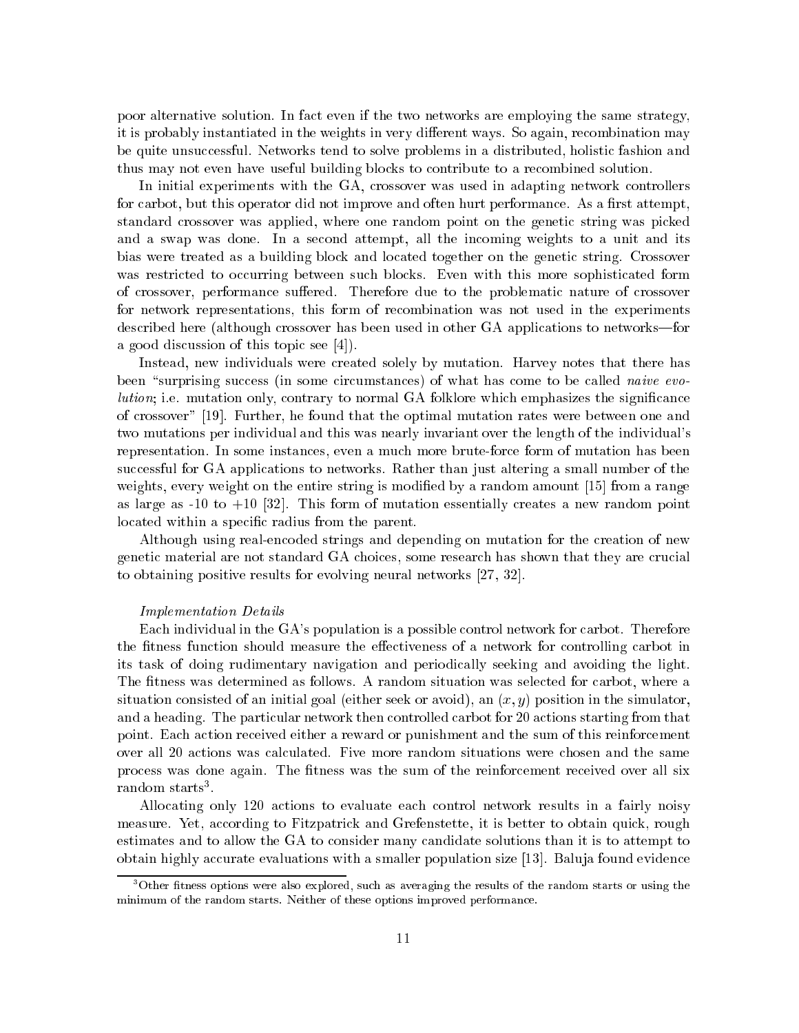poor alternative solution. In fact even if the two networks are employing the same strategy, it is probably instantiated in the weights in very different ways. So again, recombination may be quite unsuccessful. Networks tend to solve problems in a distributed, holistic fashion and thus may not even have useful building blocks to contribute to a recombined solution.

In initial experiments with the GA, crossover was used in adapting network controllers for carbot, but this operator did not improve and often hurt performance. As a first attempt, standard crossover was applied, where one random point on the genetic string was picked and a swap was done. In a second attempt, all the incoming weights to a unit and its bias were treated as a building block and located together on the genetic string. Crossover was restricted to occurring between such blocks. Even with this more sophisticated form of crossover, performance suffered. Therefore due to the problematic nature of crossover for network representations, this form of recombination was not used in the experiments described here (although crossover has been used in other GA applications to networks—for a good discussion of this topic see [4]).

Instead, new individuals were created solely by mutation. Harvey notes that there has been "surprising success (in some circumstances) of what has come to be called *naive evolution*; i.e. mutation only, contrary to normal GA folklore which emphasizes the significance of crossover" [19]. Further, he found that the optimal mutation rates were between one and two mutations per individual and this was nearly invariant over the length of the individual's representation. In some instances, even a much more brute-force form of mutation has been successful for GA applications to networks. Rather than just altering a small number of the weights, every weight on the entire string is modified by a random amount [15] from a range as large as -10 to +10 [32]. This form of mutation essentially creates a new random point located within a specific radius from the parent.

Although using real-encoded strings and depending on mutation for the creation of new genetic material are not standard GA choices, some research has shown that they are crucial to obtaining positive results for evolving neural networks [27, 32].

*Implementation Details*

Each individual in the GA's population is a possible control network for carbot. Therefore the fitness function should measure the effectiveness of a network for controlling carbot in its task of doing rudimentary navigation and periodically seeking and avoiding the light. The fitness was determined as follows. A random situation was selected for carbot, where a situation consisted of an initial goal (either seek or avoid), an $(x, y)$ position in the simulator, and a heading. The particular network then controlled carbot for 20 actions starting from that point. Each action received either a reward or punishment and the sum of this reinforcement over all 20 actions was calculated. Five more random situations were chosen and the same process was done again. The fitness was the sum of the reinforcement received over all six random starts[3].

Allocating only 120 actions to evaluate each control network results in a fairly noisy measure. Yet, according to Fitzpatrick and Grefenstette, it is better to obtain quick, rough estimates and to allow the GA to consider many candidate solutions than it is to attempt to obtain highly accurate evaluations with a smaller population size [13]. Baluja found evidence

[3] Other fitness options were also explored, such as averaging the results of the random starts or using the minimum of the random starts. Neither of these options improved performance.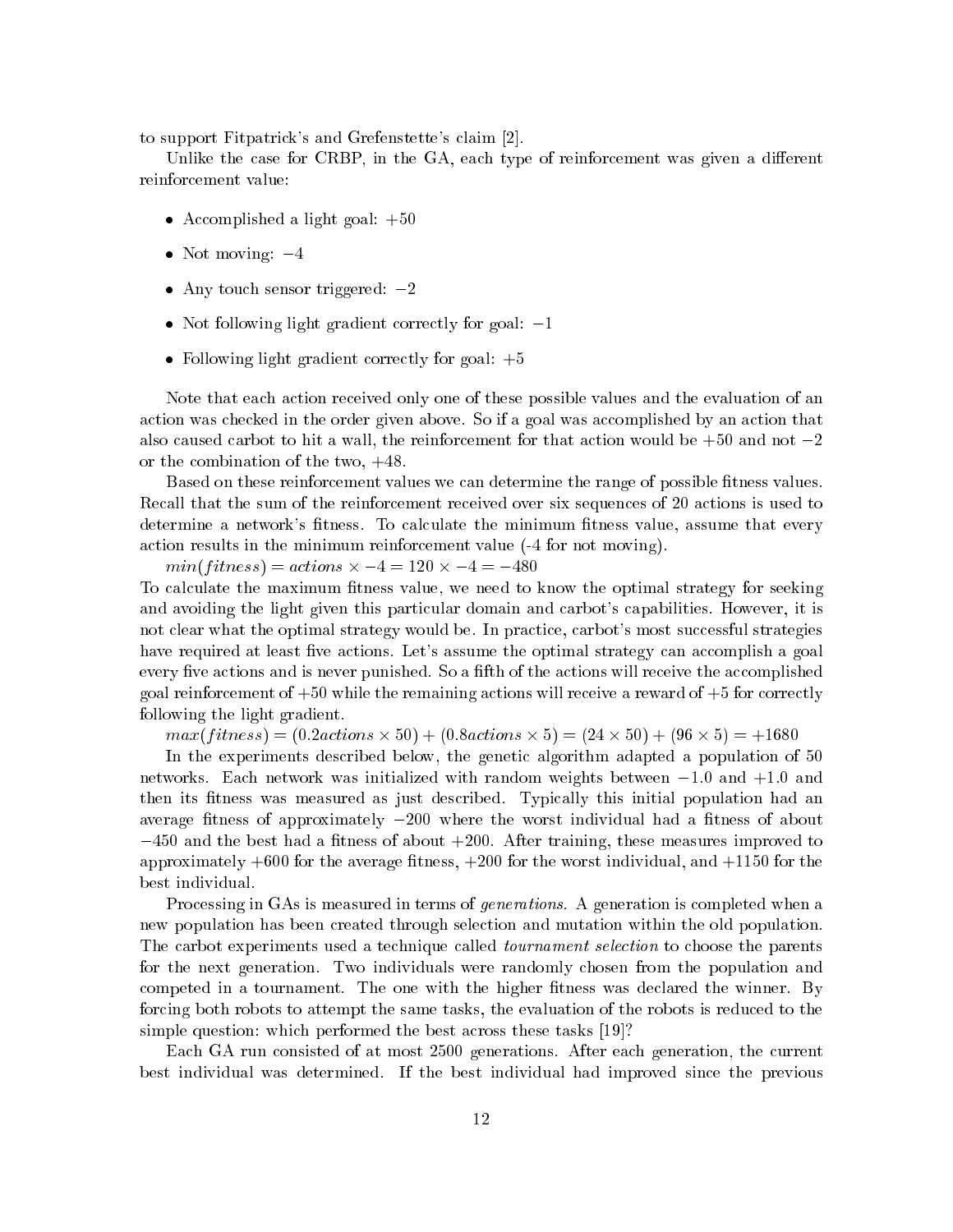to support Fitpatrick's and Grefenstette's claim [2].

Unlike the case for CRBP, in the GA, each type of reinforcement was given a different reinforcement value:

- Accomplished a light goal: $+50$
- Not moving: $-4$
- Any touch sensor triggered: $-2$
- Not following light gradient correctly for goal: $-1$
- Following light gradient correctly for goal: $+5$

Note that each action received only one of these possible values and the evaluation of an action was checked in the order given above. So if a goal was accomplished by an action that also caused carbot to hit a wall, the reinforcement for that action would be $+50$ and not $-2$ or the combination of the two, $+48$.

Based on these reinforcement values we can determine the range of possible fitness values. Recall that the sum of the reinforcement received over six sequences of 20 actions is used to determine a network's fitness. To calculate the minimum fitness value, assume that every action results in the minimum reinforcement value (-4 for not moving).

$min(fitness) = actions \times -4 = 120 \times -4 = -480$

To calculate the maximum fitness value, we need to know the optimal strategy for seeking and avoiding the light given this particular domain and carbot's capabilities. However, it is not clear what the optimal strategy would be. In practice, carbot's most successful strategies have required at least five actions. Let's assume the optimal strategy can accomplish a goal every five actions and is never punished. So a fifth of the actions will receive the accomplished goal reinforcement of $+50$ while the remaining actions will receive a reward of $+5$ for correctly following the light gradient.

$max(fitness) = (0.2 actions \times 50) + (0.8 actions \times 5) = (24 \times 50) + (96 \times 5) = +1680$

In the experiments described below, the genetic algorithm adapted a population of 50 networks. Each network was initialized with random weights between $-1.0$ and $+1.0$ and then its fitness was measured as just described. Typically this initial population had an average fitness of approximately $-200$ where the worst individual had a fitness of about $-450$ and the best had a fitness of about $+200$. After training, these measures improved to approximately $+600$ for the average fitness, $+200$ for the worst individual, and $+1150$ for the best individual.

Processing in GAs is measured in terms of *generations*. A generation is completed when a new population has been created through selection and mutation within the old population. The carbot experiments used a technique called *tournament selection* to choose the parents for the next generation. Two individuals were randomly chosen from the population and competed in a tournament. The one with the higher fitness was declared the winner. By forcing both robots to attempt the same tasks, the evaluation of the robots is reduced to the simple question: which performed the best across these tasks [19]?

Each GA run consisted of at most 2500 generations. After each generation, the current best individual was determined. If the best individual had improved since the previous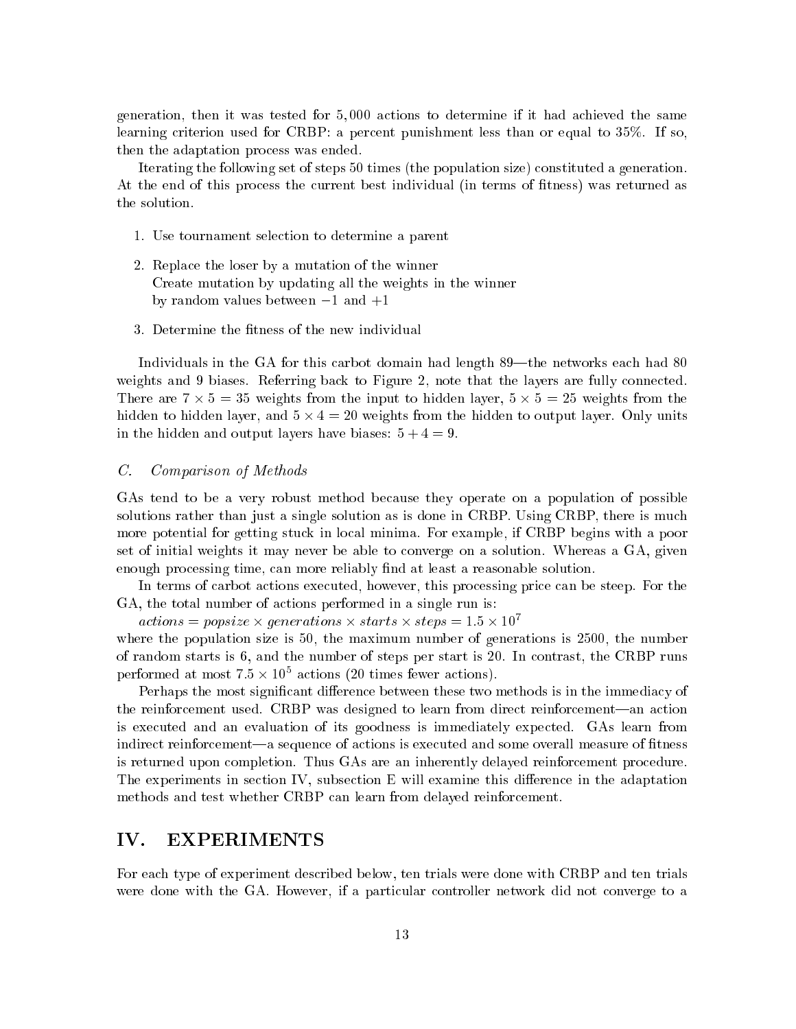generation, then it was tested for 5,000 actions to determine if it had achieved the same learning criterion used for CRBP: a percent punishment less than or equal to 35%. If so, then the adaptation process was ended.

Iterating the following set of steps 50 times (the population size) constituted a generation. At the end of this process the current best individual (in terms of fitness) was returned as the solution.

1. Use tournament selection to determine a parent
2. Replace the loser by a mutation of the winner
   Create mutation by updating all the weights in the winner
   by random values between $-1$ and $+1$
3. Determine the fitness of the new individual

Individuals in the GA for this carbot domain had length 89—the networks each had 80 weights and 9 biases. Referring back to Figure 2, note that the layers are fully connected. There are $7 \times 5 = 35$ weights from the input to hidden layer, $5 \times 5 = 25$ weights from the hidden to hidden layer, and $5 \times 4 = 20$ weights from the hidden to output layer. Only units in the hidden and output layers have biases: $5 + 4 = 9$.

### C. *Comparison of Methods*

GAs tend to be a very robust method because they operate on a population of possible solutions rather than just a single solution as is done in CRBP. Using CRBP, there is much more potential for getting stuck in local minima. For example, if CRBP begins with a poor set of initial weights it may never be able to converge on a solution. Whereas a GA, given enough processing time, can more reliably find at least a reasonable solution.

In terms of carbot actions executed, however, this processing price can be steep. For the GA, the total number of actions performed in a single run is:

$actions = popsize \times generations \times starts \times steps = 1.5 \times 10^7$

where the population size is 50, the maximum number of generations is 2500, the number of random starts is 6, and the number of steps per start is 20. In contrast, the CRBP runs performed at most $7.5 \times 10^5$ actions (20 times fewer actions).

Perhaps the most significant difference between these two methods is in the immediacy of the reinforcement used. CRBP was designed to learn from direct reinforcement—an action is executed and an evaluation of its goodness is immediately expected. GAs learn from indirect reinforcement—a sequence of actions is executed and some overall measure of fitness is returned upon completion. Thus GAs are an inherently delayed reinforcement procedure. The experiments in section IV, subsection E will examine this difference in the adaptation methods and test whether CRBP can learn from delayed reinforcement.

## IV. EXPERIMENTS

For each type of experiment described below, ten trials were done with CRBP and ten trials were done with the GA. However, if a particular controller network did not converge to a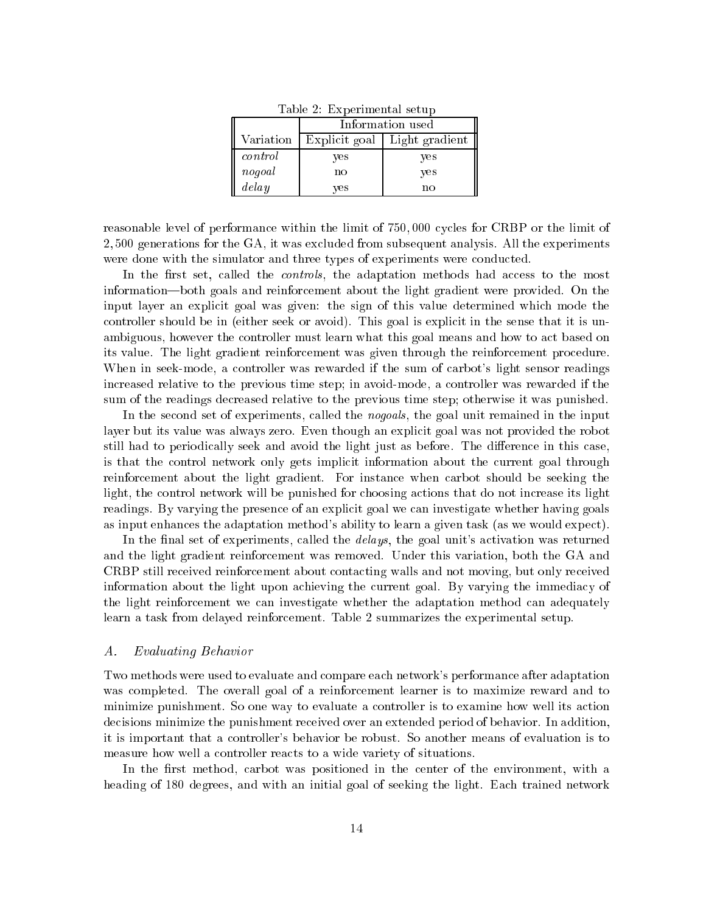Table 2: Experimental setup

| Variation | Information used | |
|---|---|---|
| | Explicit goal | Light gradient |
| *control* | yes | yes |
| *nogoal* | no | yes |
| *delay* | yes | no |

reasonable level of performance within the limit of 750,000 cycles for CRBP or the limit of 2,500 generations for the GA, it was excluded from subsequent analysis. All the experiments were done with the simulator and three types of experiments were conducted.

In the first set, called the *controls*, the adaptation methods had access to the most information—both goals and reinforcement about the light gradient were provided. On the input layer an explicit goal was given: the sign of this value determined which mode the controller should be in (either seek or avoid). This goal is explicit in the sense that it is unambiguous, however the controller must learn what this goal means and how to act based on its value. The light gradient reinforcement was given through the reinforcement procedure. When in seek-mode, a controller was rewarded if the sum of carbot's light sensor readings increased relative to the previous time step; in avoid-mode, a controller was rewarded if the sum of the readings decreased relative to the previous time step; otherwise it was punished.

In the second set of experiments, called the *nogoals*, the goal unit remained in the input layer but its value was always zero. Even though an explicit goal was not provided the robot still had to periodically seek and avoid the light just as before. The difference in this case, is that the control network only gets implicit information about the current goal through reinforcement about the light gradient. For instance when carbot should be seeking the light, the control network will be punished for choosing actions that do not increase its light readings. By varying the presence of an explicit goal we can investigate whether having goals as input enhances the adaptation method's ability to learn a given task (as we would expect).

In the final set of experiments, called the *delays*, the goal unit's activation was returned and the light gradient reinforcement was removed. Under this variation, both the GA and CRBP still received reinforcement about contacting walls and not moving, but only received information about the light upon achieving the current goal. By varying the immediacy of the light reinforcement we can investigate whether the adaptation method can adequately learn a task from delayed reinforcement. Table 2 summarizes the experimental setup.

### A. *Evaluating Behavior*

Two methods were used to evaluate and compare each network's performance after adaptation was completed. The overall goal of a reinforcement learner is to maximize reward and to minimize punishment. So one way to evaluate a controller is to examine how well its action decisions minimize the punishment received over an extended period of behavior. In addition, it is important that a controller's behavior be robust. So another means of evaluation is to measure how well a controller reacts to a wide variety of situations.

In the first method, carbot was positioned in the center of the environment, with a heading of 180 degrees, and with an initial goal of seeking the light. Each trained network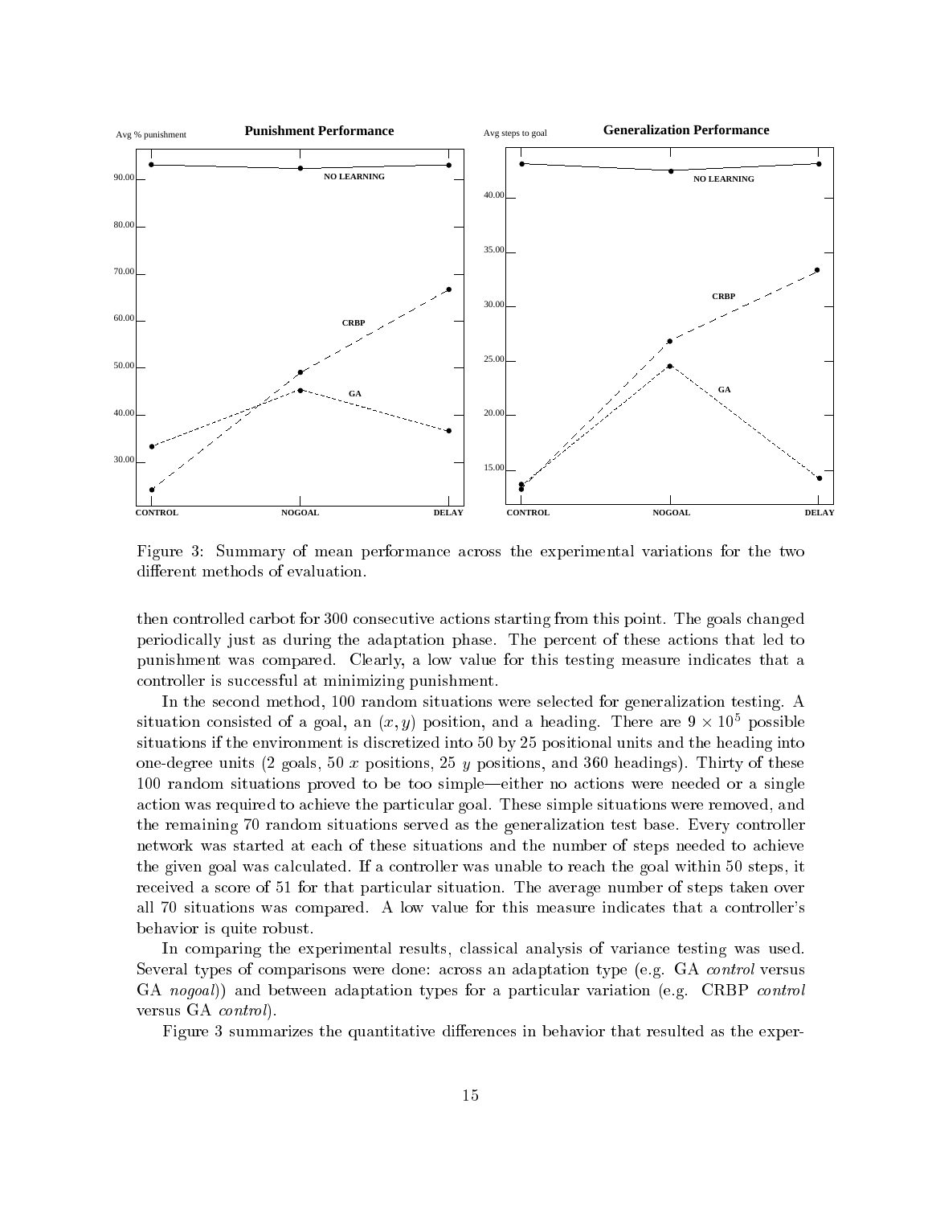Figure 3: Summary of mean performance across the experimental variations for the two different methods of evaluation.

then controlled carbot for 300 consecutive actions starting from this point. The goals changed periodically just as during the adaptation phase. The percent of these actions that led to punishment was compared. Clearly, a low value for this testing measure indicates that a controller is successful at minimizing punishment.

In the second method, 100 random situations were selected for generalization testing. A situation consisted of a goal, an $(x, y)$ position, and a heading. There are $9 \times 10^5$ possible situations if the environment is discretized into 50 by 25 positional units and the heading into one-degree units (2 goals, 50 $x$ positions, 25 $y$ positions, and 360 headings). Thirty of these 100 random situations proved to be too simple—either no actions were needed or a single action was required to achieve the particular goal. These simple situations were removed, and the remaining 70 random situations served as the generalization test base. Every controller network was started at each of these situations and the number of steps needed to achieve the given goal was calculated. If a controller was unable to reach the goal within 50 steps, it received a score of 51 for that particular situation. The average number of steps taken over all 70 situations was compared. A low value for this measure indicates that a controller's behavior is quite robust.

In comparing the experimental results, classical analysis of variance testing was used. Several types of comparisons were done: across an adaptation type (e.g. GA *control* versus GA *nogoal*)) and between adaptation types for a particular variation (e.g. CRBP *control* versus GA *control*).

Figure 3 summarizes the quantitative differences in behavior that resulted as the exper-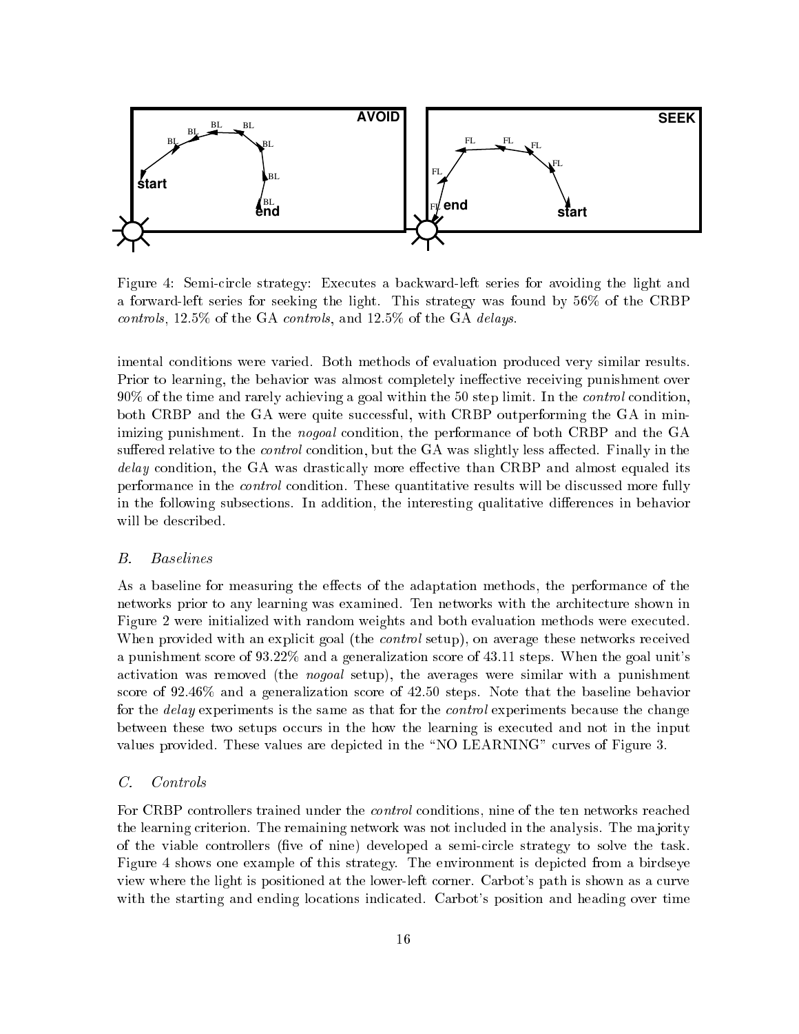Figure 4: Semi-circle strategy: Executes a backward-left series for avoiding the light and a forward-left series for seeking the light. This strategy was found by 56% of the CRBP *controls*, 12.5% of the GA *controls*, and 12.5% of the GA *delays*.

imental conditions were varied. Both methods of evaluation produced very similar results. Prior to learning, the behavior was almost completely ineffective receiving punishment over 90% of the time and rarely achieving a goal within the 50 step limit. In the *control* condition, both CRBP and the GA were quite successful, with CRBP outperforming the GA in minimizing punishment. In the *nogoal* condition, the performance of both CRBP and the GA suffered relative to the *control* condition, but the GA was slightly less affected. Finally in the *delay* condition, the GA was drastically more effective than CRBP and almost equaled its performance in the *control* condition. These quantitative results will be discussed more fully in the following subsections. In addition, the interesting qualitative differences in behavior will be described.

### *B. Baselines*

As a baseline for measuring the effects of the adaptation methods, the performance of the networks prior to any learning was examined. Ten networks with the architecture shown in Figure 2 were initialized with random weights and both evaluation methods were executed. When provided with an explicit goal (the *control* setup), on average these networks received a punishment score of 93.22% and a generalization score of 43.11 steps. When the goal unit's activation was removed (the *nogoal* setup), the averages were similar with a punishment score of 92.46% and a generalization score of 42.50 steps. Note that the baseline behavior for the *delay* experiments is the same as that for the *control* experiments because the change between these two setups occurs in the how the learning is executed and not in the input values provided. These values are depicted in the "NO LEARNING" curves of Figure 3.

### *C. Controls*

For CRBP controllers trained under the *control* conditions, nine of the ten networks reached the learning criterion. The remaining network was not included in the analysis. The majority of the viable controllers (five of nine) developed a semi-circle strategy to solve the task. Figure 4 shows one example of this strategy. The environment is depicted from a birdseye view where the light is positioned at the lower-left corner. Carbot's path is shown as a curve with the starting and ending locations indicated. Carbot's position and heading over time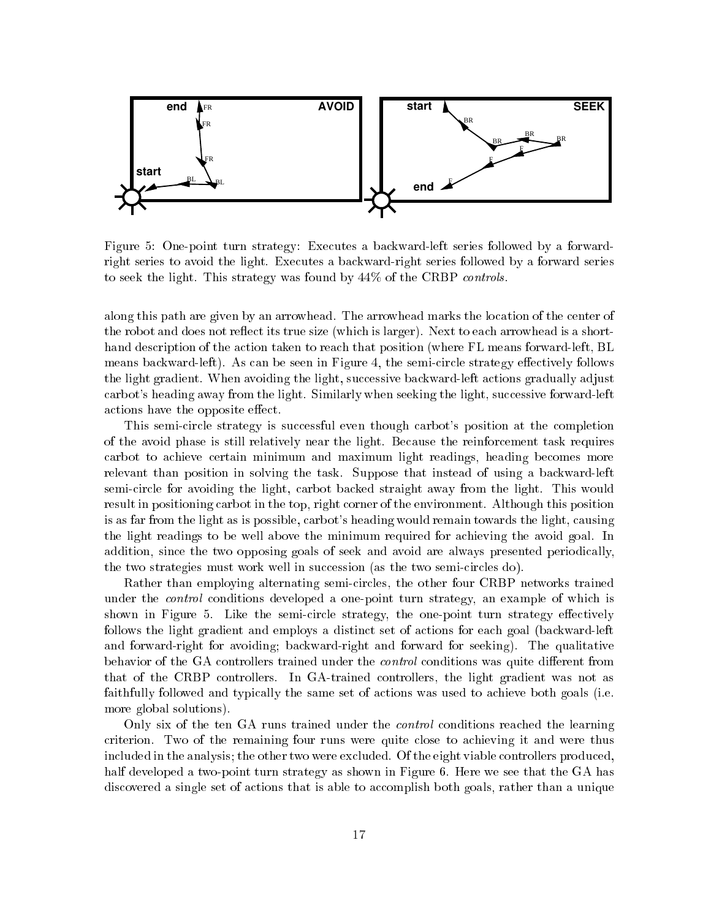end FR
FR
FR
start BL BL
AVOID

start
BR
BR BR BR
F
F
end F
SEEK

Figure 5: One-point turn strategy: Executes a backward-left series followed by a forward-right series to avoid the light. Executes a backward-right series followed by a forward series to seek the light. This strategy was found by 44% of the CRBP *controls*.

along this path are given by an arrowhead. The arrowhead marks the location of the center of the robot and does not reflect its true size (which is larger). Next to each arrowhead is a shorthand description of the action taken to reach that position (where FL means forward-left, BL means backward-left). As can be seen in Figure 4, the semi-circle strategy effectively follows the light gradient. When avoiding the light, successive backward-left actions gradually adjust carbot's heading away from the light. Similarly when seeking the light, successive forward-left actions have the opposite effect.

This semi-circle strategy is successful even though carbot's position at the completion of the avoid phase is still relatively near the light. Because the reinforcement task requires carbot to achieve certain minimum and maximum light readings, heading becomes more relevant than position in solving the task. Suppose that instead of using a backward-left semi-circle for avoiding the light, carbot backed straight away from the light. This would result in positioning carbot in the top, right corner of the environment. Although this position is as far from the light as is possible, carbot's heading would remain towards the light, causing the light readings to be well above the minimum required for achieving the avoid goal. In addition, since the two opposing goals of seek and avoid are always presented periodically, the two strategies must work well in succession (as the two semi-circles do).

Rather than employing alternating semi-circles, the other four CRBP networks trained under the *control* conditions developed a one-point turn strategy, an example of which is shown in Figure 5. Like the semi-circle strategy, the one-point turn strategy effectively follows the light gradient and employs a distinct set of actions for each goal (backward-left and forward-right for avoiding; backward-right and forward for seeking). The qualitative behavior of the GA controllers trained under the *control* conditions was quite different from that of the CRBP controllers. In GA-trained controllers, the light gradient was not as faithfully followed and typically the same set of actions was used to achieve both goals (i.e. more global solutions).

Only six of the ten GA runs trained under the *control* conditions reached the learning criterion. Two of the remaining four runs were quite close to achieving it and were thus included in the analysis; the other two were excluded. Of the eight viable controllers produced, half developed a two-point turn strategy as shown in Figure 6. Here we see that the GA has discovered a single set of actions that is able to accomplish both goals, rather than a unique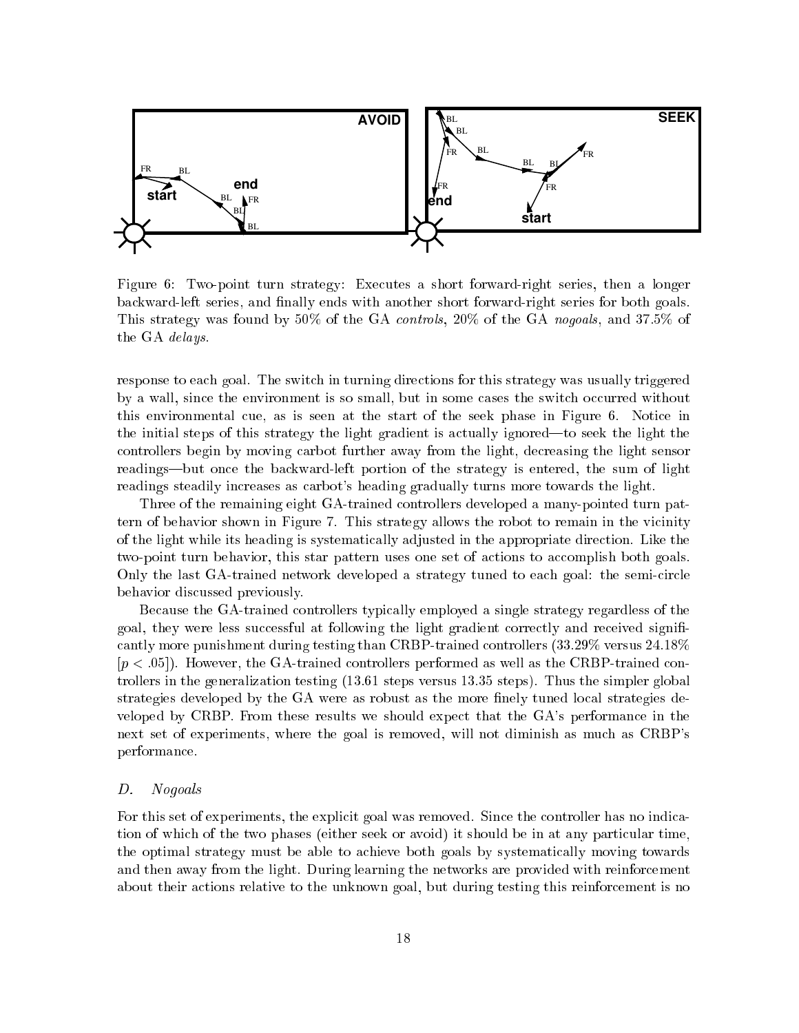Figure 6: Two-point turn strategy: Executes a short forward-right series, then a longer backward-left series, and finally ends with another short forward-right series for both goals. This strategy was found by 50% of the GA *controls*, 20% of the GA *nogoals*, and 37.5% of the GA *delays*.

response to each goal. The switch in turning directions for this strategy was usually triggered by a wall, since the environment is so small, but in some cases the switch occurred without this environmental cue, as is seen at the start of the seek phase in Figure 6. Notice in the initial steps of this strategy the light gradient is actually ignored—to seek the light the controllers begin by moving carbot further away from the light, decreasing the light sensor readings—but once the backward-left portion of the strategy is entered, the sum of light readings steadily increases as carbot's heading gradually turns more towards the light.

Three of the remaining eight GA-trained controllers developed a many-pointed turn pattern of behavior shown in Figure 7. This strategy allows the robot to remain in the vicinity of the light while its heading is systematically adjusted in the appropriate direction. Like the two-point turn behavior, this star pattern uses one set of actions to accomplish both goals. Only the last GA-trained network developed a strategy tuned to each goal: the semi-circle behavior discussed previously.

Because the GA-trained controllers typically employed a single strategy regardless of the goal, they were less successful at following the light gradient correctly and received significantly more punishment during testing than CRBP-trained controllers (33.29% versus 24.18% [$p < .05$]). However, the GA-trained controllers performed as well as the CRBP-trained controllers in the generalization testing (13.61 steps versus 13.35 steps). Thus the simpler global strategies developed by the GA were as robust as the more finely tuned local strategies developed by CRBP. From these results we should expect that the GA's performance in the next set of experiments, where the goal is removed, will not diminish as much as CRBP's performance.

## D. *Nogoals*

For this set of experiments, the explicit goal was removed. Since the controller has no indication of which of the two phases (either seek or avoid) it should be in at any particular time, the optimal strategy must be able to achieve both goals by systematically moving towards and then away from the light. During learning the networks are provided with reinforcement about their actions relative to the unknown goal, but during testing this reinforcement is no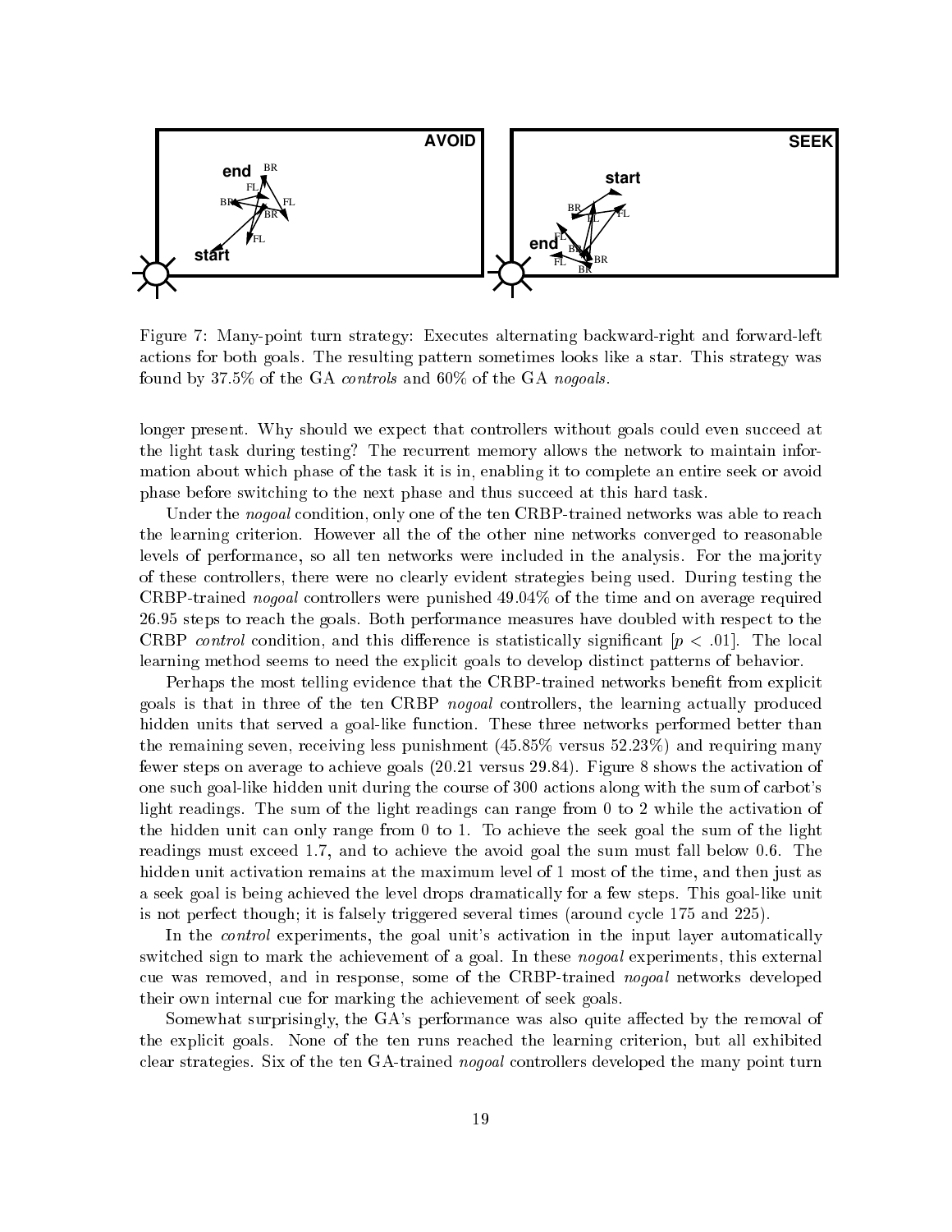Figure 7: Many-point turn strategy: Executes alternating backward-right and forward-left actions for both goals. The resulting pattern sometimes looks like a star. This strategy was found by 37.5% of the GA *controls* and 60% of the GA *nogoals*.

longer present. Why should we expect that controllers without goals could even succeed at the light task during testing? The recurrent memory allows the network to maintain information about which phase of the task it is in, enabling it to complete an entire seek or avoid phase before switching to the next phase and thus succeed at this hard task.

Under the *nogoal* condition, only one of the ten CRBP-trained networks was able to reach the learning criterion. However all the of the other nine networks converged to reasonable levels of performance, so all ten networks were included in the analysis. For the majority of these controllers, there were no clearly evident strategies being used. During testing the CRBP-trained *nogoal* controllers were punished 49.04% of the time and on average required 26.95 steps to reach the goals. Both performance measures have doubled with respect to the CRBP *control* condition, and this difference is statistically significant [$p < .01$]. The local learning method seems to need the explicit goals to develop distinct patterns of behavior.

Perhaps the most telling evidence that the CRBP-trained networks benefit from explicit goals is that in three of the ten CRBP *nogoal* controllers, the learning actually produced hidden units that served a goal-like function. These three networks performed better than the remaining seven, receiving less punishment (45.85% versus 52.23%) and requiring many fewer steps on average to achieve goals (20.21 versus 29.84). Figure 8 shows the activation of one such goal-like hidden unit during the course of 300 actions along with the sum of carbot's light readings. The sum of the light readings can range from 0 to 2 while the activation of the hidden unit can only range from 0 to 1. To achieve the seek goal the sum of the light readings must exceed 1.7, and to achieve the avoid goal the sum must fall below 0.6. The hidden unit activation remains at the maximum level of 1 most of the time, and then just as a seek goal is being achieved the level drops dramatically for a few steps. This goal-like unit is not perfect though; it is falsely triggered several times (around cycle 175 and 225).

In the *control* experiments, the goal unit's activation in the input layer automatically switched sign to mark the achievement of a goal. In these *nogoal* experiments, this external cue was removed, and in response, some of the CRBP-trained *nogoal* networks developed their own internal cue for marking the achievement of seek goals.

Somewhat surprisingly, the GA's performance was also quite affected by the removal of the explicit goals. None of the ten runs reached the learning criterion, but all exhibited clear strategies. Six of the ten GA-trained *nogoal* controllers developed the many point turn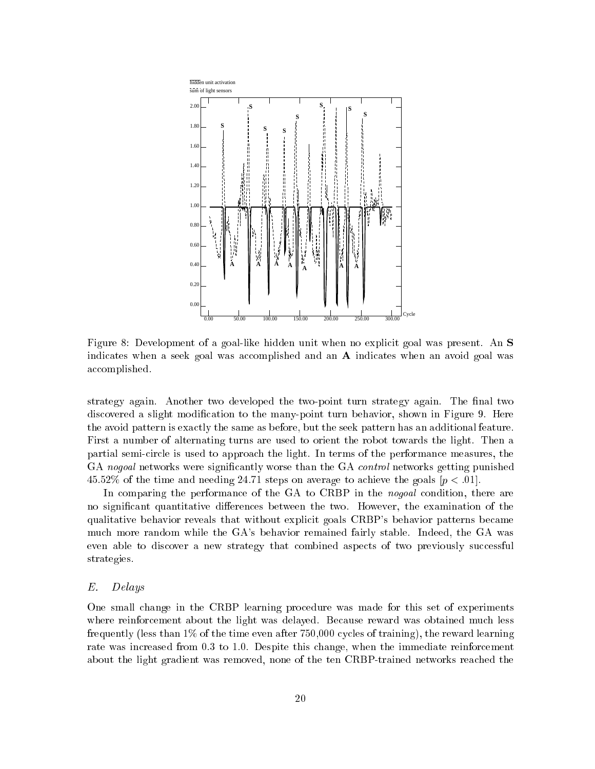Figure 8: Development of a goal-like hidden unit when no explicit goal was present. An **S** indicates when a seek goal was accomplished and an **A** indicates when an avoid goal was accomplished.

strategy again. Another two developed the two-point turn strategy again. The final two discovered a slight modification to the many-point turn behavior, shown in Figure 9. Here the avoid pattern is exactly the same as before, but the seek pattern has an additional feature. First a number of alternating turns are used to orient the robot towards the light. Then a partial semi-circle is used to approach the light. In terms of the performance measures, the GA *nogoal* networks were significantly worse than the GA *control* networks getting punished 45.52% of the time and needing 24.71 steps on average to achieve the goals [$p < .01$].

In comparing the performance of the GA to CRBP in the *nogoal* condition, there are no significant quantitative differences between the two. However, the examination of the qualitative behavior reveals that without explicit goals CRBP's behavior patterns became much more random while the GA's behavior remained fairly stable. Indeed, the GA was even able to discover a new strategy that combined aspects of two previously successful strategies.

### E. *Delays*

One small change in the CRBP learning procedure was made for this set of experiments where reinforcement about the light was delayed. Because reward was obtained much less frequently (less than 1% of the time even after 750,000 cycles of training), the reward learning rate was increased from 0.3 to 1.0. Despite this change, when the immediate reinforcement about the light gradient was removed, none of the ten CRBP-trained networks reached the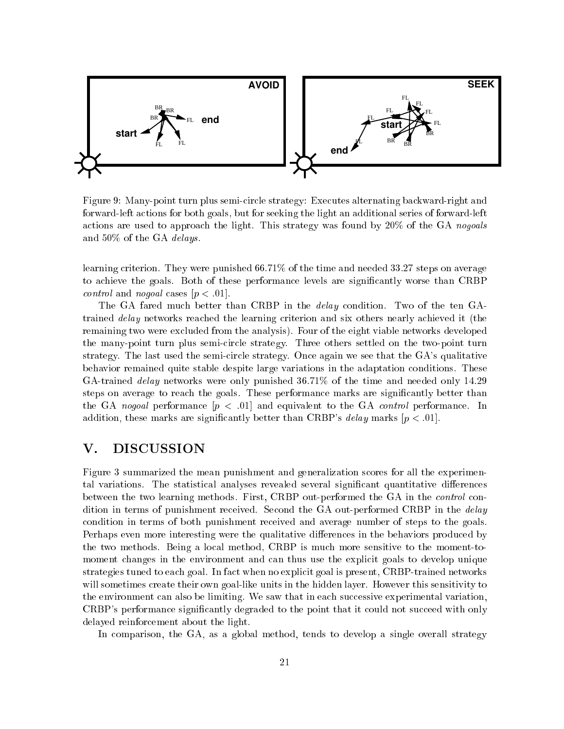Figure 9: Many-point turn plus semi-circle strategy: Executes alternating backward-right and forward-left actions for both goals, but for seeking the light an additional series of forward-left actions are used to approach the light. This strategy was found by 20% of the GA *nogoals* and 50% of the GA *delays*.

learning criterion. They were punished 66.71% of the time and needed 33.27 steps on average to achieve the goals. Both of these performance levels are significantly worse than CRBP *control* and *nogoal* cases [$p < .01$].

The GA fared much better than CRBP in the *delay* condition. Two of the ten GA-trained *delay* networks reached the learning criterion and six others nearly achieved it (the remaining two were excluded from the analysis). Four of the eight viable networks developed the many-point turn plus semi-circle strategy. Three others settled on the two-point turn strategy. The last used the semi-circle strategy. Once again we see that the GA's qualitative behavior remained quite stable despite large variations in the adaptation conditions. These GA-trained *delay* networks were only punished 36.71% of the time and needed only 14.29 steps on average to reach the goals. These performance marks are significantly better than the GA *nogoal* performance [$p < .01$] and equivalent to the GA *control* performance. In addition, these marks are significantly better than CRBP's *delay* marks [$p < .01$].

## V. DISCUSSION

Figure 3 summarized the mean punishment and generalization scores for all the experimental variations. The statistical analyses revealed several significant quantitative differences between the two learning methods. First, CRBP out-performed the GA in the *control* condition in terms of punishment received. Second the GA out-performed CRBP in the *delay* condition in terms of both punishment received and average number of steps to the goals. Perhaps even more interesting were the qualitative differences in the behaviors produced by the two methods. Being a local method, CRBP is much more sensitive to the moment-to-moment changes in the environment and can thus use the explicit goals to develop unique strategies tuned to each goal. In fact when no explicit goal is present, CRBP-trained networks will sometimes create their own goal-like units in the hidden layer. However this sensitivity to the environment can also be limiting. We saw that in each successive experimental variation, CRBP's performance significantly degraded to the point that it could not succeed with only delayed reinforcement about the light.

In comparison, the GA, as a global method, tends to develop a single overall strategy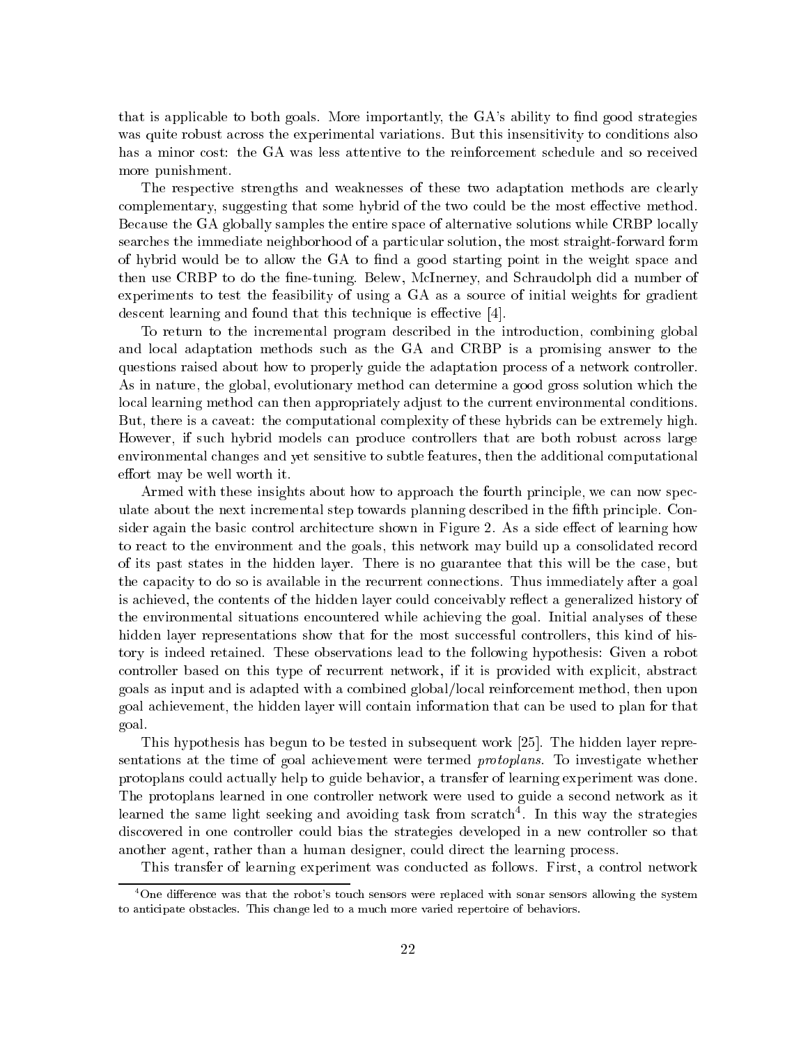that is applicable to both goals. More importantly, the GA's ability to find good strategies was quite robust across the experimental variations. But this insensitivity to conditions also has a minor cost: the GA was less attentive to the reinforcement schedule and so received more punishment.

The respective strengths and weaknesses of these two adaptation methods are clearly complementary, suggesting that some hybrid of the two could be the most effective method. Because the GA globally samples the entire space of alternative solutions while CRBP locally searches the immediate neighborhood of a particular solution, the most straight-forward form of hybrid would be to allow the GA to find a good starting point in the weight space and then use CRBP to do the fine-tuning. Belew, McInerney, and Schraudolph did a number of experiments to test the feasibility of using a GA as a source of initial weights for gradient descent learning and found that this technique is effective [4].

To return to the incremental program described in the introduction, combining global and local adaptation methods such as the GA and CRBP is a promising answer to the questions raised about how to properly guide the adaptation process of a network controller. As in nature, the global, evolutionary method can determine a good gross solution which the local learning method can then appropriately adjust to the current environmental conditions. But, there is a caveat: the computational complexity of these hybrids can be extremely high. However, if such hybrid models can produce controllers that are both robust across large environmental changes and yet sensitive to subtle features, then the additional computational effort may be well worth it.

Armed with these insights about how to approach the fourth principle, we can now speculate about the next incremental step towards planning described in the fifth principle. Consider again the basic control architecture shown in Figure 2. As a side effect of learning how to react to the environment and the goals, this network may build up a consolidated record of its past states in the hidden layer. There is no guarantee that this will be the case, but the capacity to do so is available in the recurrent connections. Thus immediately after a goal is achieved, the contents of the hidden layer could conceivably reflect a generalized history of the environmental situations encountered while achieving the goal. Initial analyses of these hidden layer representations show that for the most successful controllers, this kind of history is indeed retained. These observations lead to the following hypothesis: Given a robot controller based on this type of recurrent network, if it is provided with explicit, abstract goals as input and is adapted with a combined global/local reinforcement method, then upon goal achievement, the hidden layer will contain information that can be used to plan for that goal.

This hypothesis has begun to be tested in subsequent work [25]. The hidden layer representations at the time of goal achievement were termed *protoplans*. To investigate whether protoplans could actually help to guide behavior, a transfer of learning experiment was done. The protoplans learned in one controller network were used to guide a second network as it learned the same light seeking and avoiding task from scratch[4]. In this way the strategies discovered in one controller could bias the strategies developed in a new controller so that another agent, rather than a human designer, could direct the learning process.

This transfer of learning experiment was conducted as follows. First, a control network

[4] One difference was that the robot's touch sensors were replaced with sonar sensors allowing the system to anticipate obstacles. This change led to a much more varied repertoire of behaviors.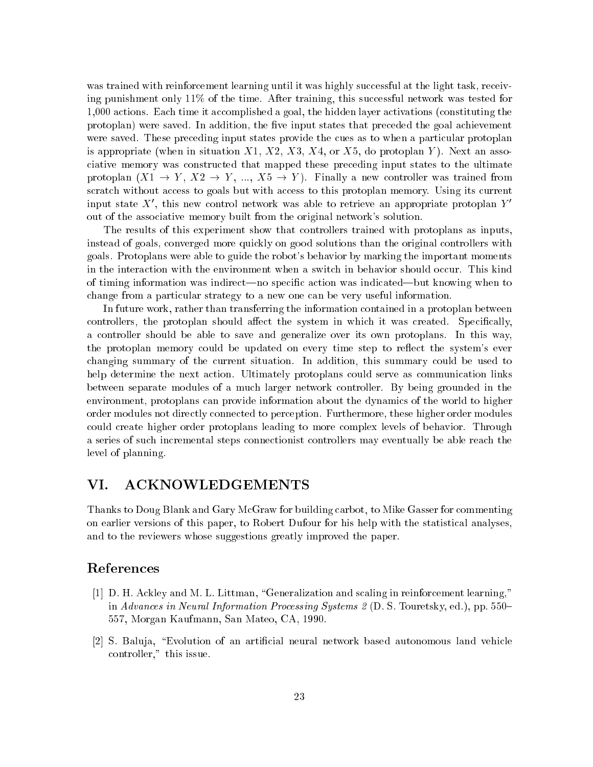was trained with reinforcement learning until it was highly successful at the light task, receiving punishment only 11% of the time. After training, this successful network was tested for 1,000 actions. Each time it accomplished a goal, the hidden layer activations (constituting the protoplan) were saved. In addition, the five input states that preceded the goal achievement were saved. These preceding input states provide the cues as to when a particular protoplan is appropriate (when in situation $X1$, $X2$, $X3$, $X4$, or $X5$, do protoplan $Y$). Next an associative memory was constructed that mapped these preceding input states to the ultimate protoplan ($X1 \rightarrow Y$, $X2 \rightarrow Y$, ..., $X5 \rightarrow Y$). Finally a new controller was trained from scratch without access to goals but with access to this protoplan memory. Using its current input state $X'$, this new control network was able to retrieve an appropriate protoplan $Y'$ out of the associative memory built from the original network's solution.

The results of this experiment show that controllers trained with protoplans as inputs, instead of goals, converged more quickly on good solutions than the original controllers with goals. Protoplans were able to guide the robot's behavior by marking the important moments in the interaction with the environment when a switch in behavior should occur. This kind of timing information was indirect—no specific action was indicated—but knowing when to change from a particular strategy to a new one can be very useful information.

In future work, rather than transferring the information contained in a protoplan between controllers, the protoplan should affect the system in which it was created. Specifically, a controller should be able to save and generalize over its own protoplans. In this way, the protoplan memory could be updated on every time step to reflect the system's ever changing summary of the current situation. In addition, this summary could be used to help determine the next action. Ultimately protoplans could serve as communication links between separate modules of a much larger network controller. By being grounded in the environment, protoplans can provide information about the dynamics of the world to higher order modules not directly connected to perception. Furthermore, these higher order modules could create higher order protoplans leading to more complex levels of behavior. Through a series of such incremental steps connectionist controllers may eventually be able reach the level of planning.

# VI. ACKNOWLEDGEMENTS

Thanks to Doug Blank and Gary McGraw for building carbot, to Mike Gasser for commenting on earlier versions of this paper, to Robert Dufour for his help with the statistical analyses, and to the reviewers whose suggestions greatly improved the paper.

## References

[1] D. H. Ackley and M. L. Littman, "Generalization and scaling in reinforcement learning," in *Advances in Neural Information Processing Systems 2* (D. S. Touretsky, ed.), pp. 550–557, Morgan Kaufmann, San Mateo, CA, 1990.

[2] S. Baluja, "Evolution of an artificial neural network based autonomous land vehicle controller," this issue.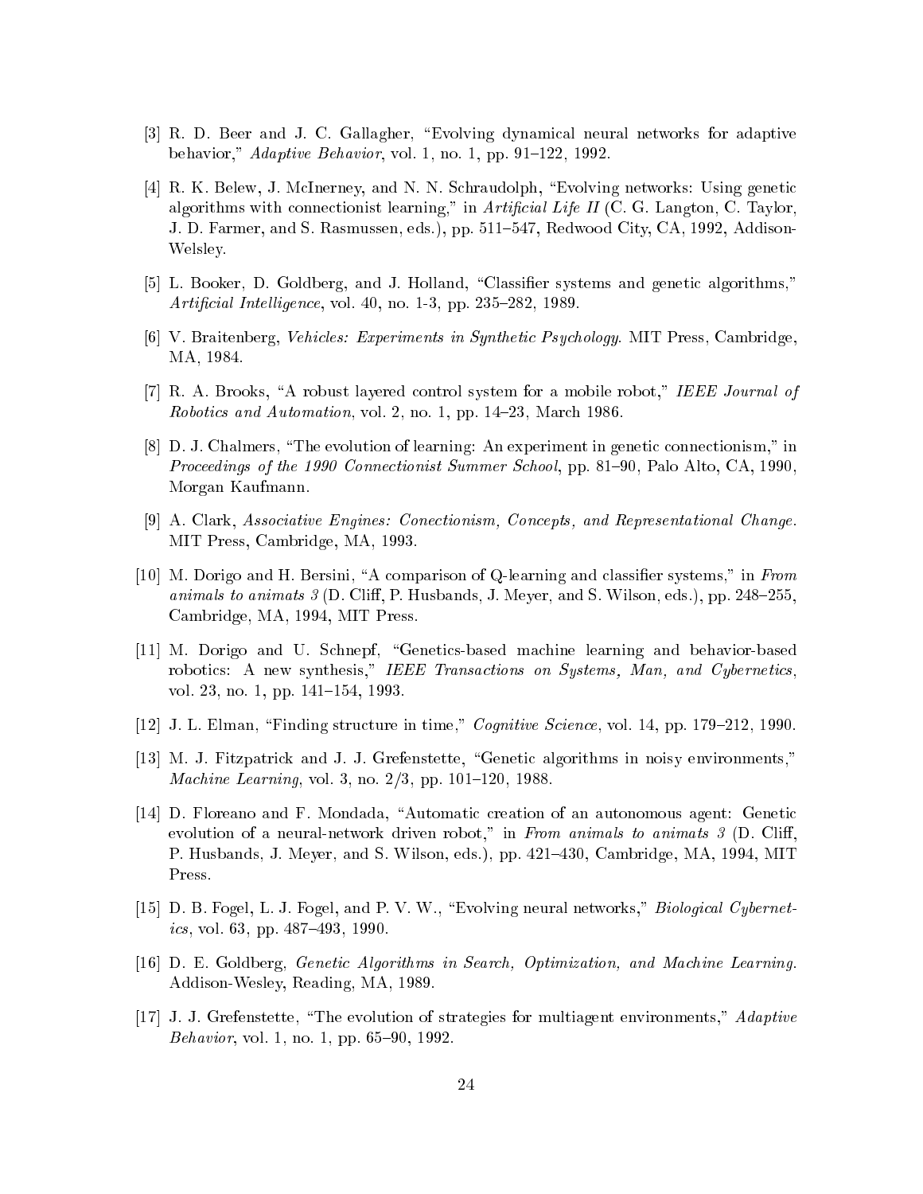[3] R. D. Beer and J. C. Gallagher, "Evolving dynamical neural networks for adaptive behavior," *Adaptive Behavior*, vol. 1, no. 1, pp. 91–122, 1992.

[4] R. K. Belew, J. McInerney, and N. N. Schraudolph, "Evolving networks: Using genetic algorithms with connectionist learning," in *Artificial Life II* (C. G. Langton, C. Taylor, J. D. Farmer, and S. Rasmussen, eds.), pp. 511–547, Redwood City, CA, 1992, Addison-Welsley.

[5] L. Booker, D. Goldberg, and J. Holland, "Classifier systems and genetic algorithms," *Artificial Intelligence*, vol. 40, no. 1-3, pp. 235–282, 1989.

[6] V. Braitenberg, *Vehicles: Experiments in Synthetic Psychology*. MIT Press, Cambridge, MA, 1984.

[7] R. A. Brooks, "A robust layered control system for a mobile robot," *IEEE Journal of Robotics and Automation*, vol. 2, no. 1, pp. 14–23, March 1986.

[8] D. J. Chalmers, "The evolution of learning: An experiment in genetic connectionism," in *Proceedings of the 1990 Connectionist Summer School*, pp. 81–90, Palo Alto, CA, 1990, Morgan Kaufmann.

[9] A. Clark, *Associative Engines: Conectionism, Concepts, and Representational Change*. MIT Press, Cambridge, MA, 1993.

[10] M. Dorigo and H. Bersini, "A comparison of Q-learning and classifier systems," in *From animals to animats 3* (D. Cliff, P. Husbands, J. Meyer, and S. Wilson, eds.), pp. 248–255, Cambridge, MA, 1994, MIT Press.

[11] M. Dorigo and U. Schnepf, "Genetics-based machine learning and behavior-based robotics: A new synthesis," *IEEE Transactions on Systems, Man, and Cybernetics*, vol. 23, no. 1, pp. 141–154, 1993.

[12] J. L. Elman, "Finding structure in time," *Cognitive Science*, vol. 14, pp. 179–212, 1990.

[13] M. J. Fitzpatrick and J. J. Grefenstette, "Genetic algorithms in noisy environments," *Machine Learning*, vol. 3, no. 2/3, pp. 101–120, 1988.

[14] D. Floreano and F. Mondada, "Automatic creation of an autonomous agent: Genetic evolution of a neural-network driven robot," in *From animals to animats 3* (D. Cliff, P. Husbands, J. Meyer, and S. Wilson, eds.), pp. 421–430, Cambridge, MA, 1994, MIT Press.

[15] D. B. Fogel, L. J. Fogel, and P. V. W., "Evolving neural networks," *Biological Cybernetics*, vol. 63, pp. 487–493, 1990.

[16] D. E. Goldberg, *Genetic Algorithms in Search, Optimization, and Machine Learning*. Addison-Wesley, Reading, MA, 1989.

[17] J. J. Grefenstette, "The evolution of strategies for multiagent environments," *Adaptive Behavior*, vol. 1, no. 1, pp. 65–90, 1992.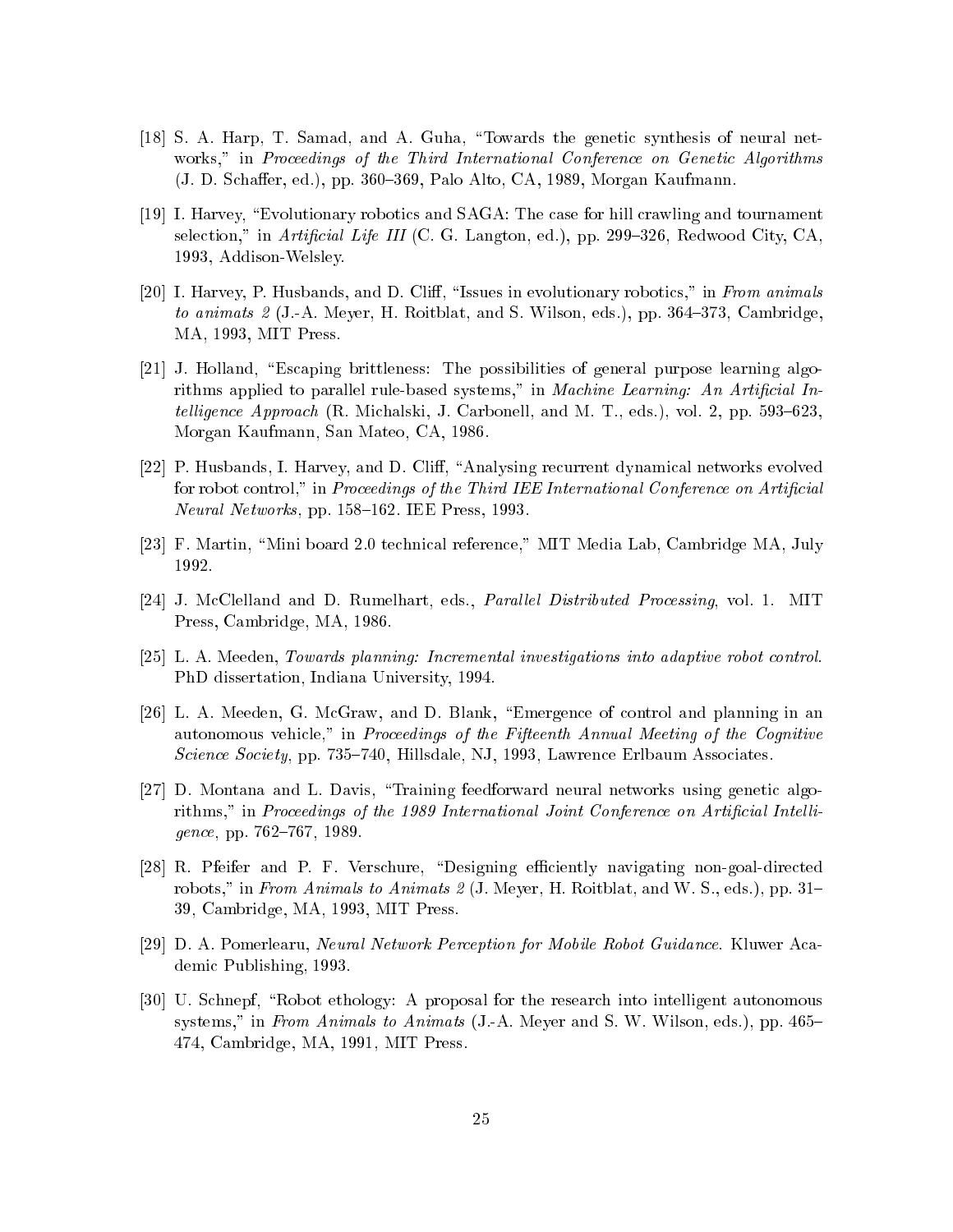[18] S. A. Harp, T. Samad, and A. Guha, "Towards the genetic synthesis of neural networks," in *Proceedings of the Third International Conference on Genetic Algorithms* (J. D. Schaffer, ed.), pp. 360–369, Palo Alto, CA, 1989, Morgan Kaufmann.

[19] I. Harvey, "Evolutionary robotics and SAGA: The case for hill crawling and tournament selection," in *Artificial Life III* (C. G. Langton, ed.), pp. 299–326, Redwood City, CA, 1993, Addison-Welsley.

[20] I. Harvey, P. Husbands, and D. Cliff, "Issues in evolutionary robotics," in *From animals to animats 2* (J.-A. Meyer, H. Roitblat, and S. Wilson, eds.), pp. 364–373, Cambridge, MA, 1993, MIT Press.

[21] J. Holland, "Escaping brittleness: The possibilities of general purpose learning algorithms applied to parallel rule-based systems," in *Machine Learning: An Artificial Intelligence Approach* (R. Michalski, J. Carbonell, and M. T., eds.), vol. 2, pp. 593–623, Morgan Kaufmann, San Mateo, CA, 1986.

[22] P. Husbands, I. Harvey, and D. Cliff, "Analysing recurrent dynamical networks evolved for robot control," in *Proceedings of the Third IEE International Conference on Artificial Neural Networks*, pp. 158–162. IEE Press, 1993.

[23] F. Martin, "Mini board 2.0 technical reference," MIT Media Lab, Cambridge MA, July 1992.

[24] J. McClelland and D. Rumelhart, eds., *Parallel Distributed Processing*, vol. 1. MIT Press, Cambridge, MA, 1986.

[25] L. A. Meeden, *Towards planning: Incremental investigations into adaptive robot control.* PhD dissertation, Indiana University, 1994.

[26] L. A. Meeden, G. McGraw, and D. Blank, "Emergence of control and planning in an autonomous vehicle," in *Proceedings of the Fifteenth Annual Meeting of the Cognitive Science Society*, pp. 735–740, Hillsdale, NJ, 1993, Lawrence Erlbaum Associates.

[27] D. Montana and L. Davis, "Training feedforward neural networks using genetic algorithms," in *Proceedings of the 1989 International Joint Conference on Artificial Intelligence*, pp. 762–767, 1989.

[28] R. Pfeifer and P. F. Verschure, "Designing efficiently navigating non-goal-directed robots," in *From Animals to Animats 2* (J. Meyer, H. Roitblat, and W. S., eds.), pp. 31–39, Cambridge, MA, 1993, MIT Press.

[29] D. A. Pomerlearu, *Neural Network Perception for Mobile Robot Guidance*. Kluwer Academic Publishing, 1993.

[30] U. Schnepf, "Robot ethology: A proposal for the research into intelligent autonomous systems," in *From Animals to Animats* (J.-A. Meyer and S. W. Wilson, eds.), pp. 465–474, Cambridge, MA, 1991, MIT Press.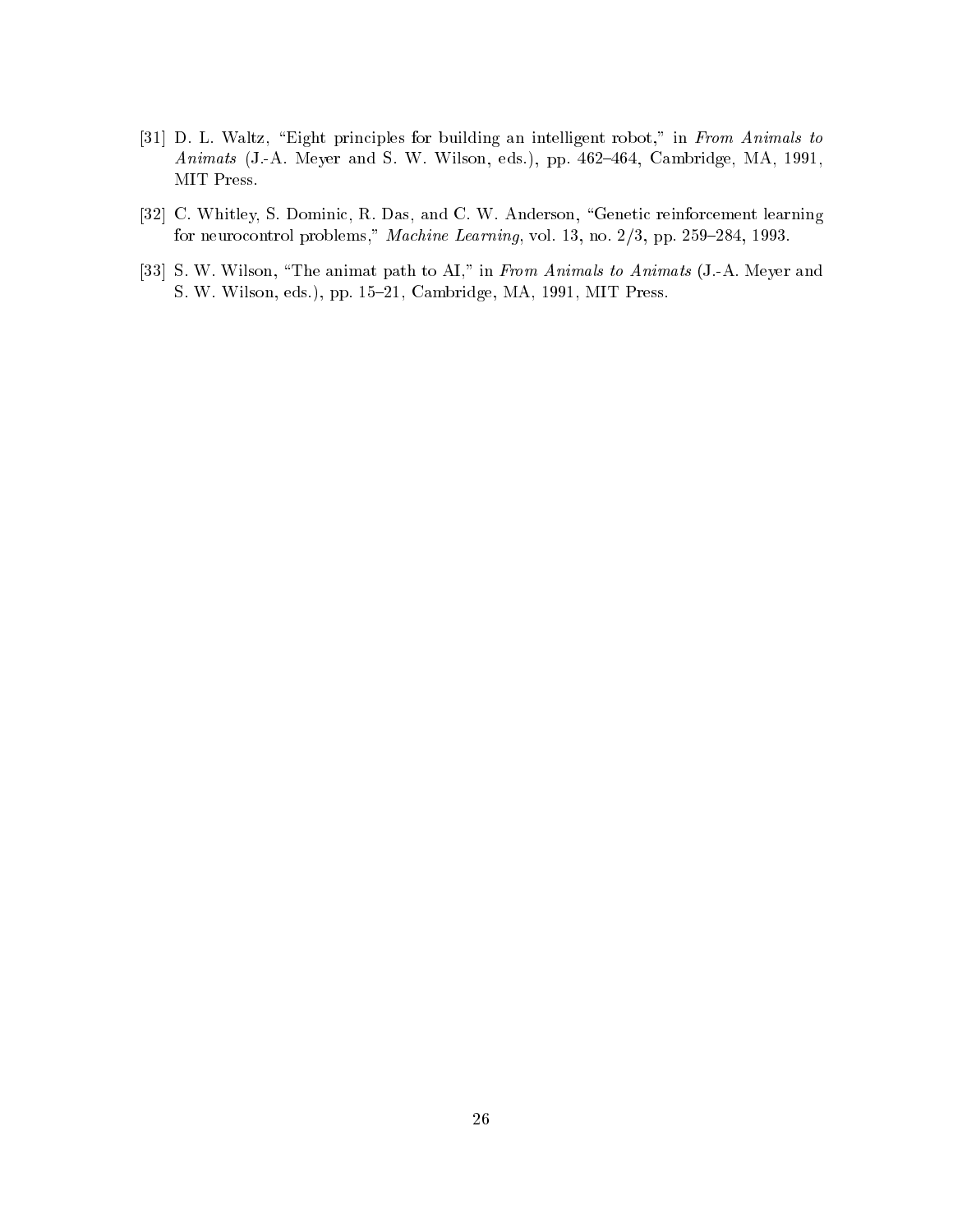[31] D. L. Waltz, "Eight principles for building an intelligent robot," in *From Animals to Animats* (J.-A. Meyer and S. W. Wilson, eds.), pp. 462–464, Cambridge, MA, 1991, MIT Press.

[32] C. Whitley, S. Dominic, R. Das, and C. W. Anderson, "Genetic reinforcement learning for neurocontrol problems," *Machine Learning*, vol. 13, no. 2/3, pp. 259–284, 1993.

[33] S. W. Wilson, "The animat path to AI," in *From Animals to Animats* (J.-A. Meyer and S. W. Wilson, eds.), pp. 15–21, Cambridge, MA, 1991, MIT Press.